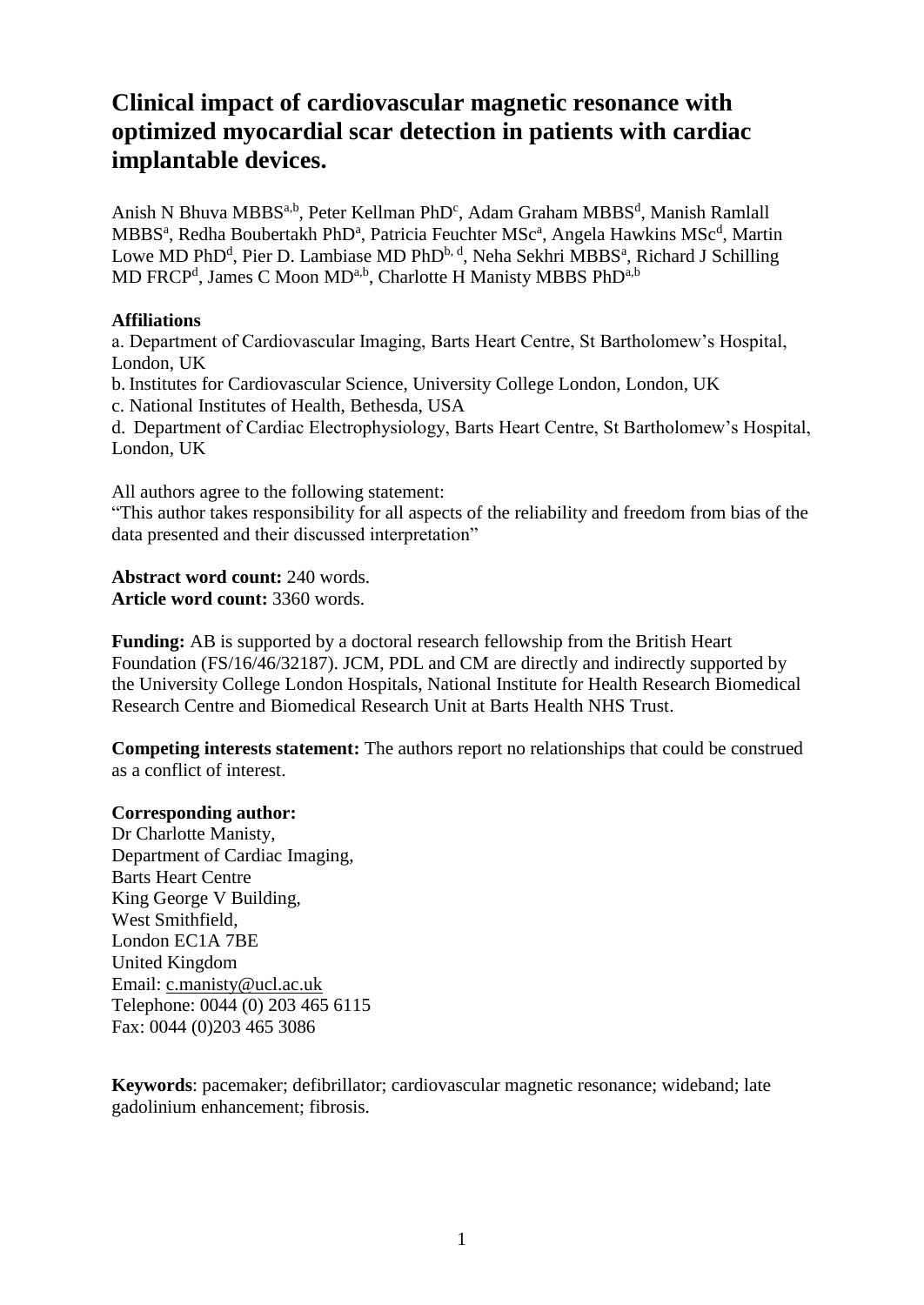# Clinical impact of cardiovascular magnetic resonance with optimized myocardial scar detection in patients with cardiac implantable devices.

Anish N Bhuva MBBS[a,b], Peter Kellman PhD[c], Adam Graham MBBS[d], Manish Ramlall MBBS[a], Redha Boubertakh PhD[a], Patricia Feuchter MSc[a], Angela Hawkins MSc[d], Martin Lowe MD PhD[d], Pier D. Lambiase MD PhD[b, d], Neha Sekhri MBBS[a], Richard J Schilling MD FRCP[d], James C Moon MD[a,b], Charlotte H Manisty MBBS PhD[a,b]

**Affiliations**

a. Department of Cardiovascular Imaging, Barts Heart Centre, St Bartholomew's Hospital, London, UK

b. Institutes for Cardiovascular Science, University College London, London, UK

c. National Institutes of Health, Bethesda, USA

d. Department of Cardiac Electrophysiology, Barts Heart Centre, St Bartholomew's Hospital, London, UK

All authors agree to the following statement:

"This author takes responsibility for all aspects of the reliability and freedom from bias of the data presented and their discussed interpretation"

**Abstract word count:** 240 words.
**Article word count:** 3360 words.

**Funding:** AB is supported by a doctoral research fellowship from the British Heart Foundation (FS/16/46/32187). JCM, PDL and CM are directly and indirectly supported by the University College London Hospitals, National Institute for Health Research Biomedical Research Centre and Biomedical Research Unit at Barts Health NHS Trust.

**Competing interests statement:** The authors report no relationships that could be construed as a conflict of interest.

**Corresponding author:**
Dr Charlotte Manisty,
Department of Cardiac Imaging,
Barts Heart Centre
King George V Building,
West Smithfield,
London EC1A 7BE
United Kingdom
Email: c.manisty@ucl.ac.uk
Telephone: 0044 (0) 203 465 6115
Fax: 0044 (0)203 465 3086

**Keywords**: pacemaker; defibrillator; cardiovascular magnetic resonance; wideband; late gadolinium enhancement; fibrosis.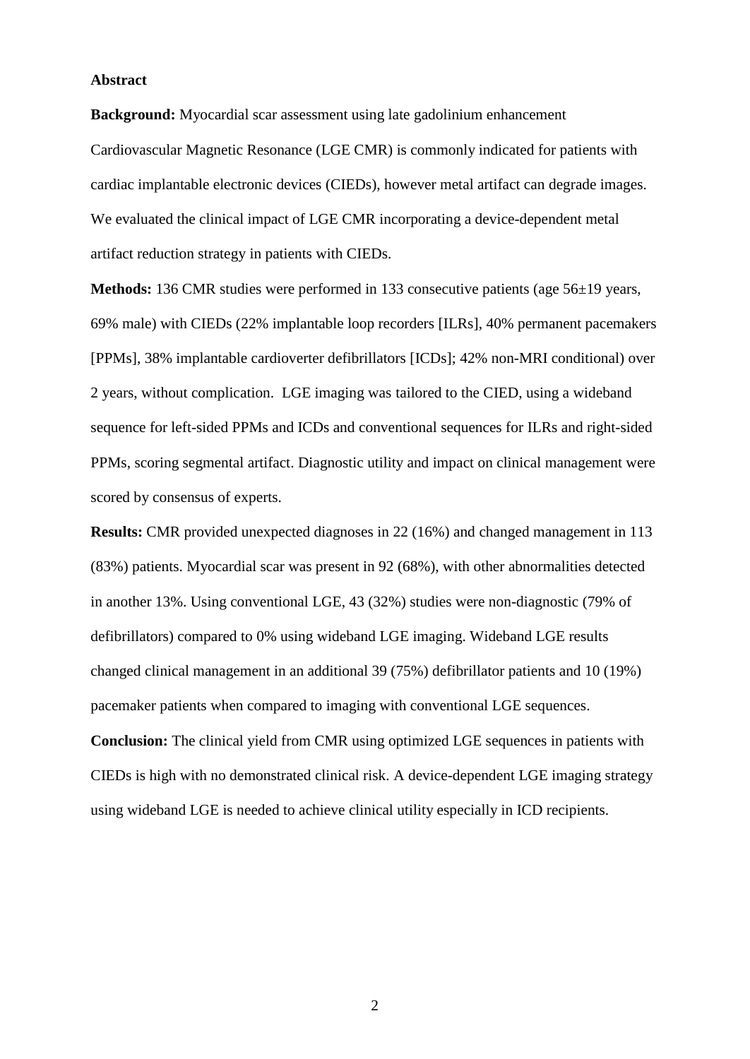## Abstract

**Background:** Myocardial scar assessment using late gadolinium enhancement Cardiovascular Magnetic Resonance (LGE CMR) is commonly indicated for patients with cardiac implantable electronic devices (CIEDs), however metal artifact can degrade images. We evaluated the clinical impact of LGE CMR incorporating a device-dependent metal artifact reduction strategy in patients with CIEDs.

**Methods:** 136 CMR studies were performed in 133 consecutive patients (age 56±19 years, 69% male) with CIEDs (22% implantable loop recorders [ILRs], 40% permanent pacemakers [PPMs], 38% implantable cardioverter defibrillators [ICDs]; 42% non-MRI conditional) over 2 years, without complication. LGE imaging was tailored to the CIED, using a wideband sequence for left-sided PPMs and ICDs and conventional sequences for ILRs and right-sided PPMs, scoring segmental artifact. Diagnostic utility and impact on clinical management were scored by consensus of experts.

**Results:** CMR provided unexpected diagnoses in 22 (16%) and changed management in 113 (83%) patients. Myocardial scar was present in 92 (68%), with other abnormalities detected in another 13%. Using conventional LGE, 43 (32%) studies were non-diagnostic (79% of defibrillators) compared to 0% using wideband LGE imaging. Wideband LGE results changed clinical management in an additional 39 (75%) defibrillator patients and 10 (19%) pacemaker patients when compared to imaging with conventional LGE sequences.

**Conclusion:** The clinical yield from CMR using optimized LGE sequences in patients with CIEDs is high with no demonstrated clinical risk. A device-dependent LGE imaging strategy using wideband LGE is needed to achieve clinical utility especially in ICD recipients.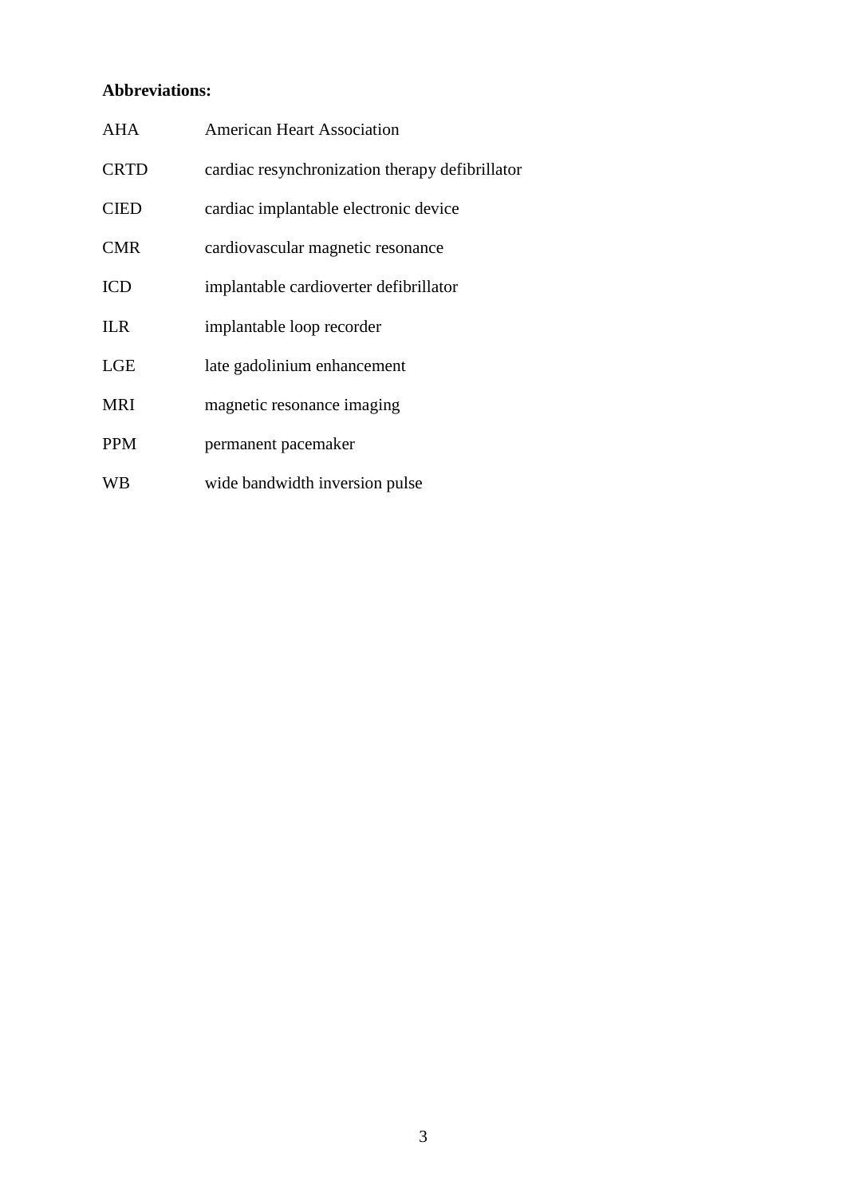**Abbreviations:**

| | |
|---|---|
| AHA | American Heart Association |
| CRTD | cardiac resynchronization therapy defibrillator |
| CIED | cardiac implantable electronic device |
| CMR | cardiovascular magnetic resonance |
| ICD | implantable cardioverter defibrillator |
| ILR | implantable loop recorder |
| LGE | late gadolinium enhancement |
| MRI | magnetic resonance imaging |
| PPM | permanent pacemaker |
| WB | wide bandwidth inversion pulse |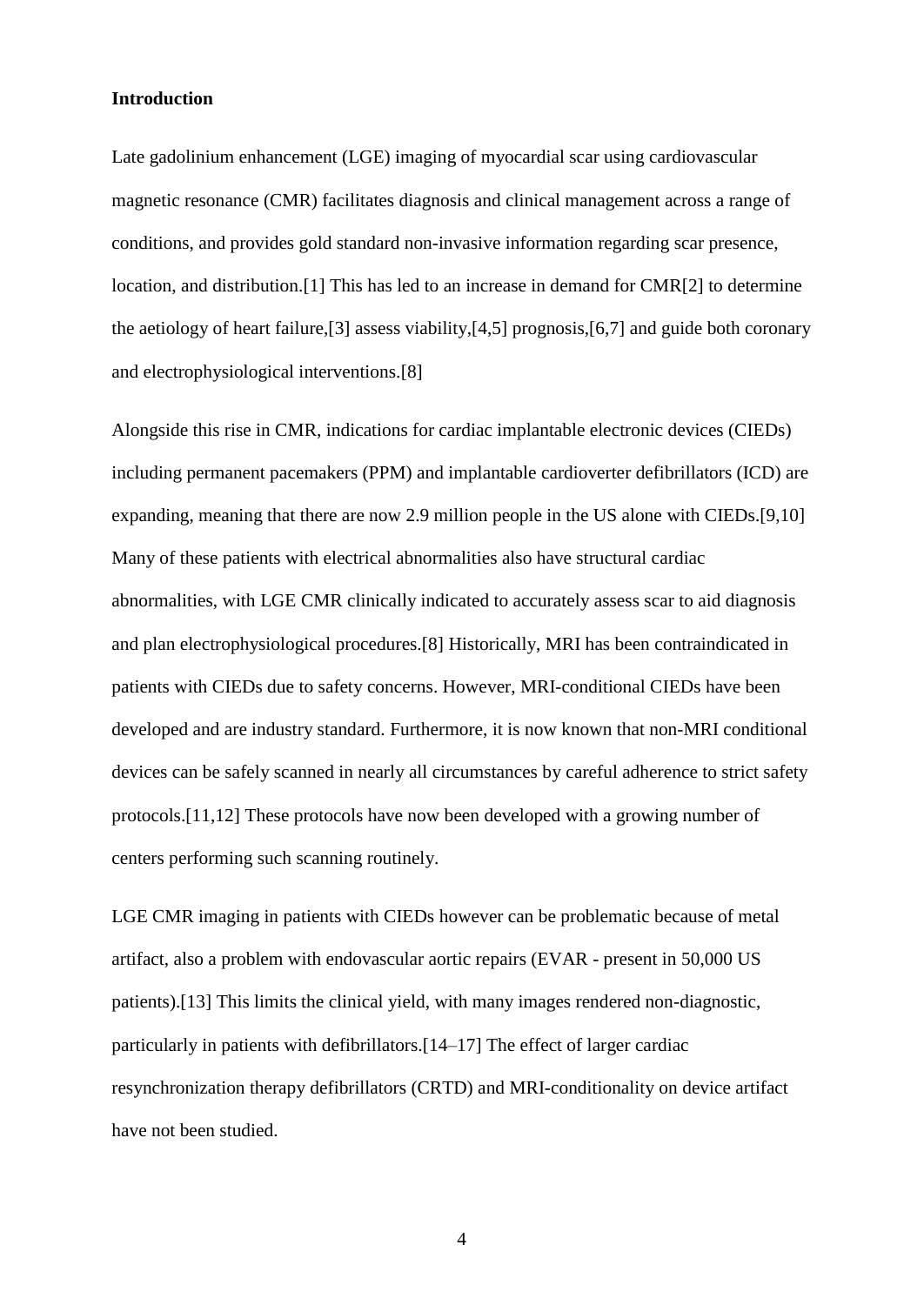**Introduction**

Late gadolinium enhancement (LGE) imaging of myocardial scar using cardiovascular magnetic resonance (CMR) facilitates diagnosis and clinical management across a range of conditions, and provides gold standard non-invasive information regarding scar presence, location, and distribution.[1] This has led to an increase in demand for CMR[2] to determine the aetiology of heart failure,[3] assess viability,[4,5] prognosis,[6,7] and guide both coronary and electrophysiological interventions.[8]

Alongside this rise in CMR, indications for cardiac implantable electronic devices (CIEDs) including permanent pacemakers (PPM) and implantable cardioverter defibrillators (ICD) are expanding, meaning that there are now 2.9 million people in the US alone with CIEDs.[9,10] Many of these patients with electrical abnormalities also have structural cardiac abnormalities, with LGE CMR clinically indicated to accurately assess scar to aid diagnosis and plan electrophysiological procedures.[8] Historically, MRI has been contraindicated in patients with CIEDs due to safety concerns. However, MRI-conditional CIEDs have been developed and are industry standard. Furthermore, it is now known that non-MRI conditional devices can be safely scanned in nearly all circumstances by careful adherence to strict safety protocols.[11,12] These protocols have now been developed with a growing number of centers performing such scanning routinely.

LGE CMR imaging in patients with CIEDs however can be problematic because of metal artifact, also a problem with endovascular aortic repairs (EVAR - present in 50,000 US patients).[13] This limits the clinical yield, with many images rendered non-diagnostic, particularly in patients with defibrillators.[14–17] The effect of larger cardiac resynchronization therapy defibrillators (CRTD) and MRI-conditionality on device artifact have not been studied.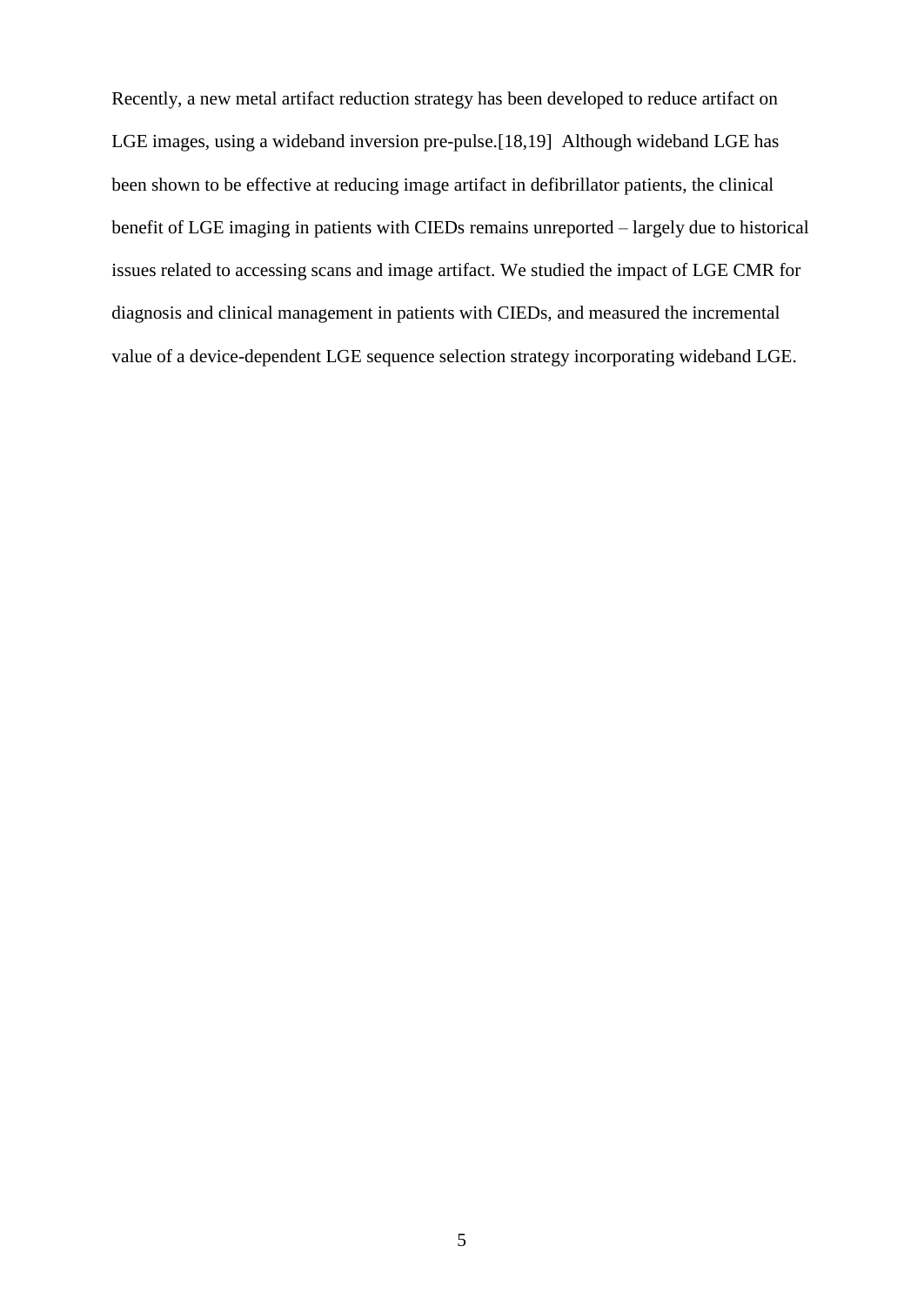Recently, a new metal artifact reduction strategy has been developed to reduce artifact on LGE images, using a wideband inversion pre-pulse.[18,19] Although wideband LGE has been shown to be effective at reducing image artifact in defibrillator patients, the clinical benefit of LGE imaging in patients with CIEDs remains unreported – largely due to historical issues related to accessing scans and image artifact. We studied the impact of LGE CMR for diagnosis and clinical management in patients with CIEDs, and measured the incremental value of a device-dependent LGE sequence selection strategy incorporating wideband LGE.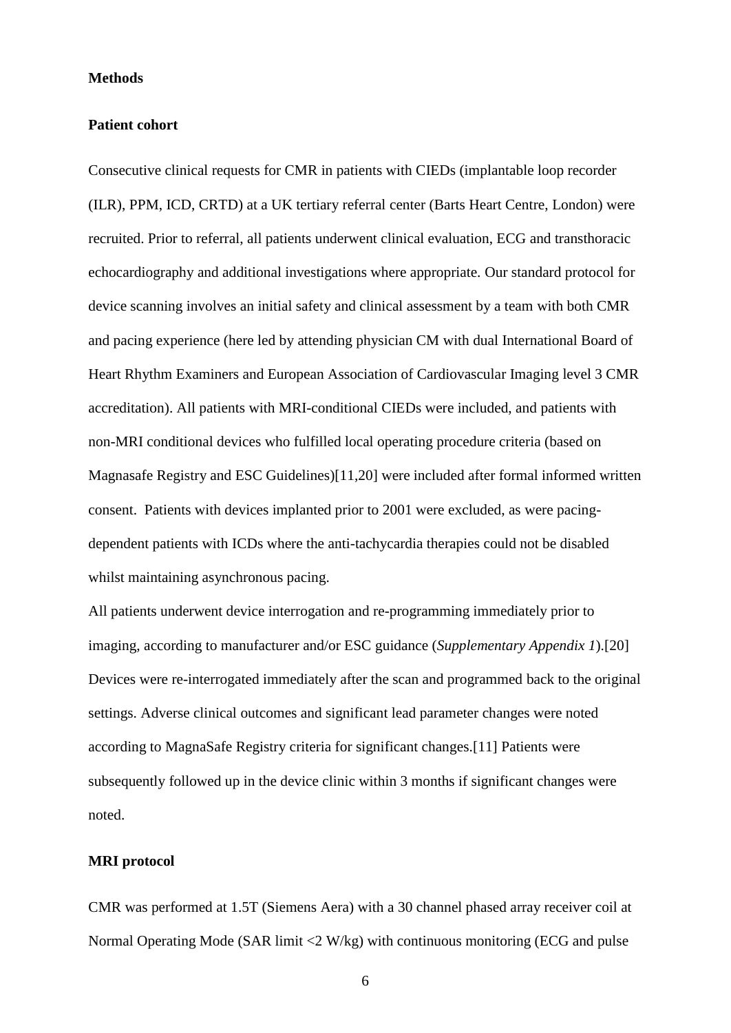## Methods

### Patient cohort

Consecutive clinical requests for CMR in patients with CIEDs (implantable loop recorder (ILR), PPM, ICD, CRTD) at a UK tertiary referral center (Barts Heart Centre, London) were recruited. Prior to referral, all patients underwent clinical evaluation, ECG and transthoracic echocardiography and additional investigations where appropriate. Our standard protocol for device scanning involves an initial safety and clinical assessment by a team with both CMR and pacing experience (here led by attending physician CM with dual International Board of Heart Rhythm Examiners and European Association of Cardiovascular Imaging level 3 CMR accreditation). All patients with MRI-conditional CIEDs were included, and patients with non-MRI conditional devices who fulfilled local operating procedure criteria (based on Magnasafe Registry and ESC Guidelines)[11,20] were included after formal informed written consent. Patients with devices implanted prior to 2001 were excluded, as were pacing-dependent patients with ICDs where the anti-tachycardia therapies could not be disabled whilst maintaining asynchronous pacing.

All patients underwent device interrogation and re-programming immediately prior to imaging, according to manufacturer and/or ESC guidance (*Supplementary Appendix 1*).[20] Devices were re-interrogated immediately after the scan and programmed back to the original settings. Adverse clinical outcomes and significant lead parameter changes were noted according to MagnaSafe Registry criteria for significant changes.[11] Patients were subsequently followed up in the device clinic within 3 months if significant changes were noted.

### MRI protocol

CMR was performed at 1.5T (Siemens Aera) with a 30 channel phased array receiver coil at Normal Operating Mode (SAR limit <2 W/kg) with continuous monitoring (ECG and pulse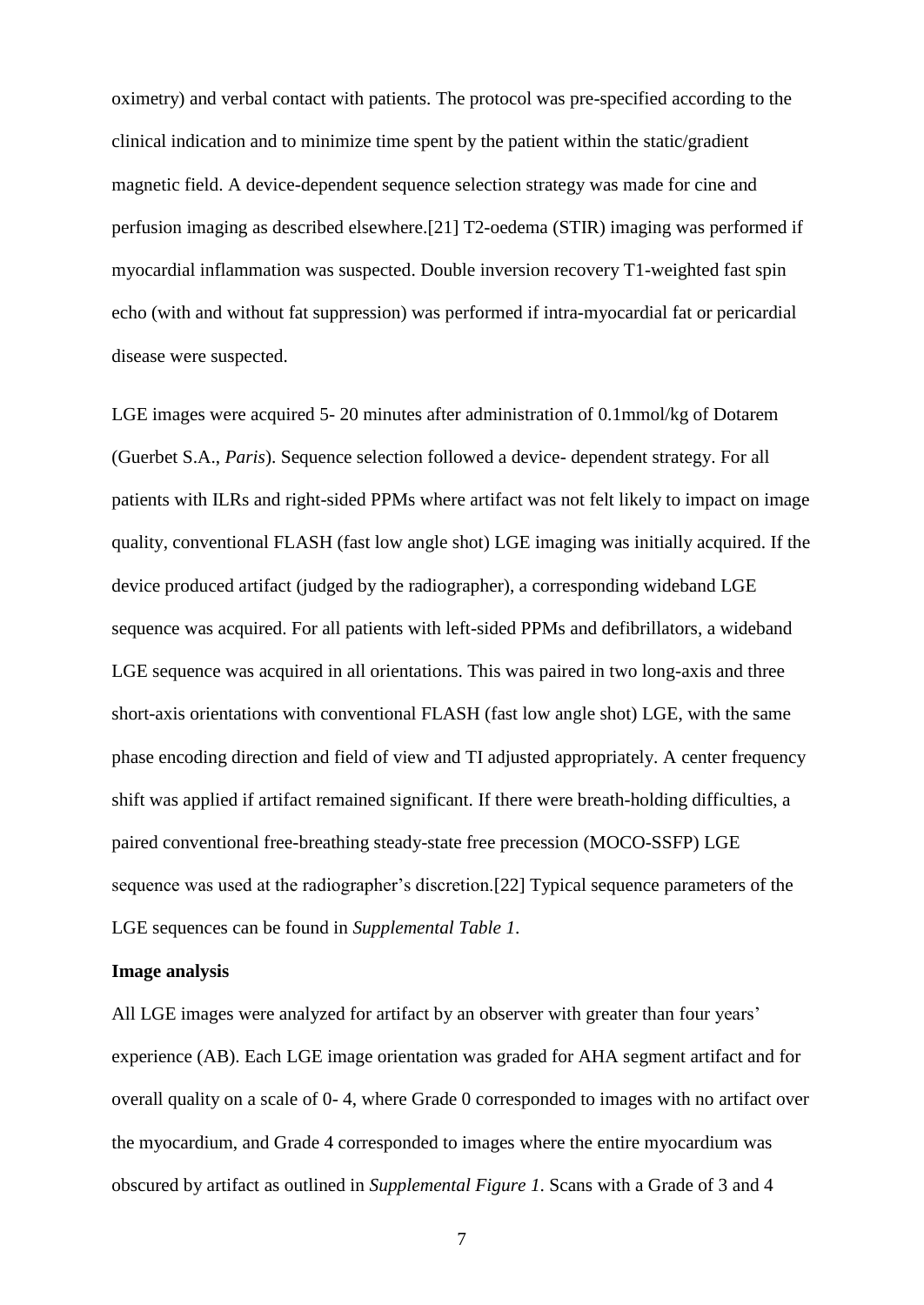oximetry) and verbal contact with patients. The protocol was pre-specified according to the clinical indication and to minimize time spent by the patient within the static/gradient magnetic field. A device-dependent sequence selection strategy was made for cine and perfusion imaging as described elsewhere.[21] T2-oedema (STIR) imaging was performed if myocardial inflammation was suspected. Double inversion recovery T1-weighted fast spin echo (with and without fat suppression) was performed if intra-myocardial fat or pericardial disease were suspected.

LGE images were acquired 5- 20 minutes after administration of 0.1mmol/kg of Dotarem (Guerbet S.A., *Paris*). Sequence selection followed a device- dependent strategy. For all patients with ILRs and right-sided PPMs where artifact was not felt likely to impact on image quality, conventional FLASH (fast low angle shot) LGE imaging was initially acquired. If the device produced artifact (judged by the radiographer), a corresponding wideband LGE sequence was acquired. For all patients with left-sided PPMs and defibrillators, a wideband LGE sequence was acquired in all orientations. This was paired in two long-axis and three short-axis orientations with conventional FLASH (fast low angle shot) LGE, with the same phase encoding direction and field of view and TI adjusted appropriately. A center frequency shift was applied if artifact remained significant. If there were breath-holding difficulties, a paired conventional free-breathing steady-state free precession (MOCO-SSFP) LGE sequence was used at the radiographer's discretion.[22] Typical sequence parameters of the LGE sequences can be found in *Supplemental Table 1*.

**Image analysis**

All LGE images were analyzed for artifact by an observer with greater than four years' experience (AB). Each LGE image orientation was graded for AHA segment artifact and for overall quality on a scale of 0- 4, where Grade 0 corresponded to images with no artifact over the myocardium, and Grade 4 corresponded to images where the entire myocardium was obscured by artifact as outlined in *Supplemental Figure 1*. Scans with a Grade of 3 and 4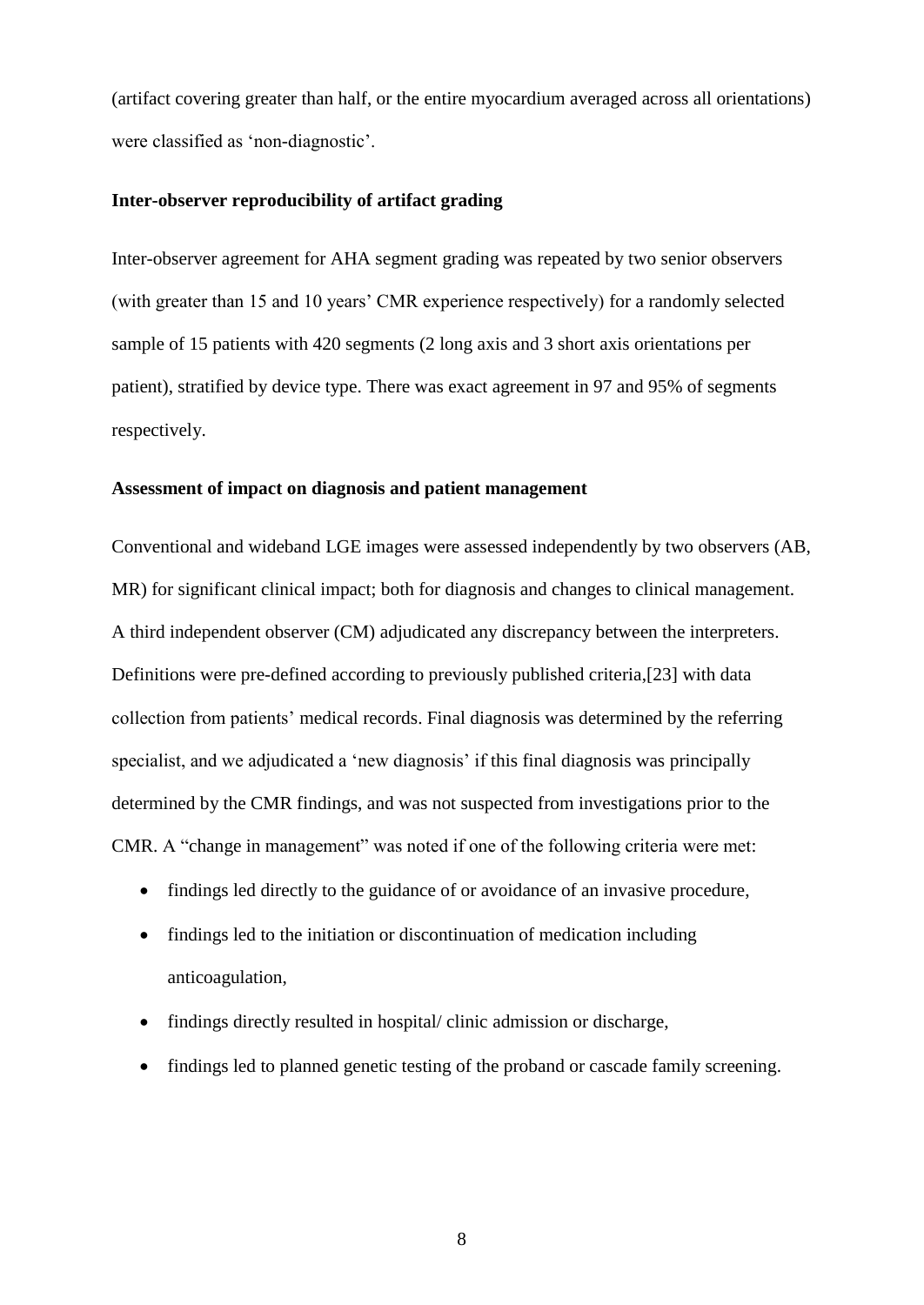(artifact covering greater than half, or the entire myocardium averaged across all orientations) were classified as 'non-diagnostic'.

**Inter-observer reproducibility of artifact grading**

Inter-observer agreement for AHA segment grading was repeated by two senior observers (with greater than 15 and 10 years' CMR experience respectively) for a randomly selected sample of 15 patients with 420 segments (2 long axis and 3 short axis orientations per patient), stratified by device type. There was exact agreement in 97 and 95% of segments respectively.

**Assessment of impact on diagnosis and patient management**

Conventional and wideband LGE images were assessed independently by two observers (AB, MR) for significant clinical impact; both for diagnosis and changes to clinical management. A third independent observer (CM) adjudicated any discrepancy between the interpreters. Definitions were pre-defined according to previously published criteria,[23] with data collection from patients' medical records. Final diagnosis was determined by the referring specialist, and we adjudicated a 'new diagnosis' if this final diagnosis was principally determined by the CMR findings, and was not suspected from investigations prior to the CMR. A "change in management" was noted if one of the following criteria were met:

- findings led directly to the guidance of or avoidance of an invasive procedure,
- findings led to the initiation or discontinuation of medication including anticoagulation,
- findings directly resulted in hospital/ clinic admission or discharge,
- findings led to planned genetic testing of the proband or cascade family screening.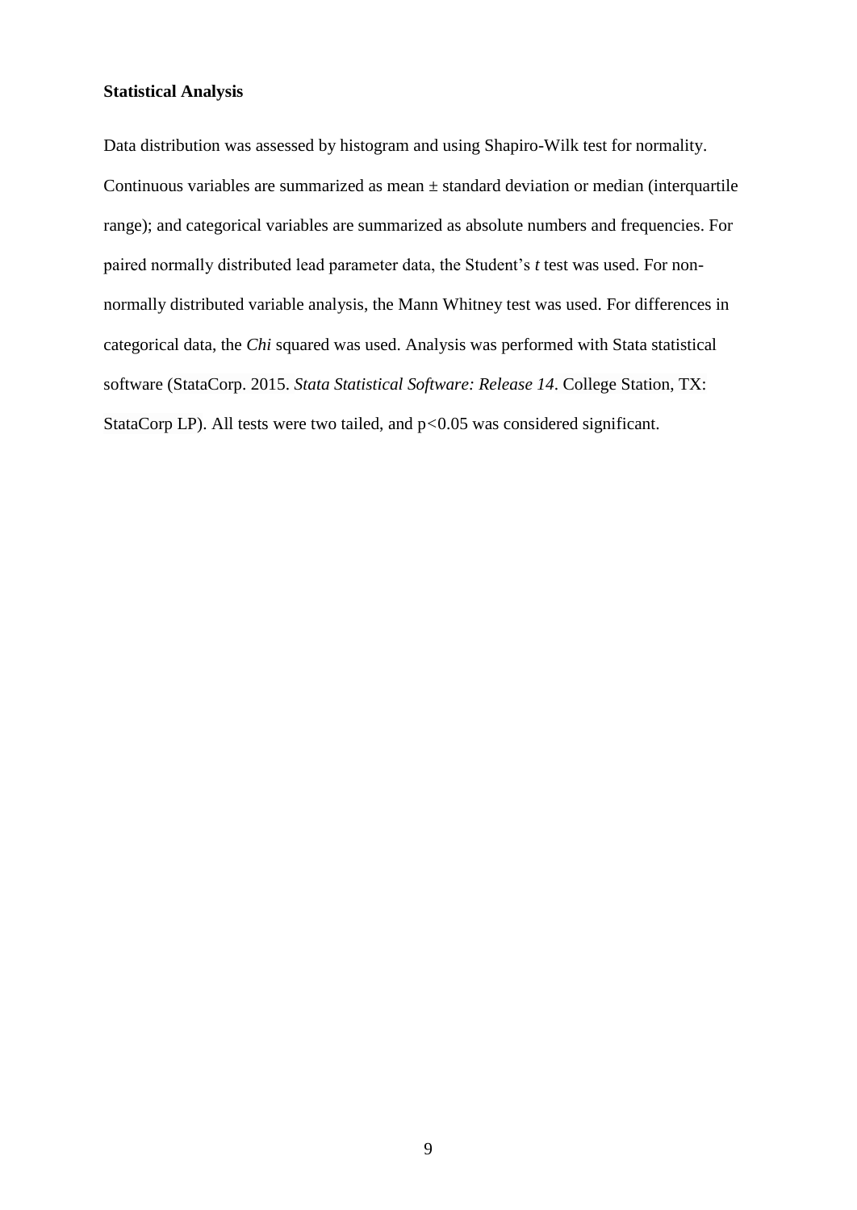**Statistical Analysis**

Data distribution was assessed by histogram and using Shapiro-Wilk test for normality. Continuous variables are summarized as mean ± standard deviation or median (interquartile range); and categorical variables are summarized as absolute numbers and frequencies. For paired normally distributed lead parameter data, the Student's *t* test was used. For non-normally distributed variable analysis, the Mann Whitney test was used. For differences in categorical data, the *Chi* squared was used. Analysis was performed with Stata statistical software (StataCorp. 2015. *Stata Statistical Software: Release 14*. College Station, TX: StataCorp LP). All tests were two tailed, and $p<0.05$ was considered significant.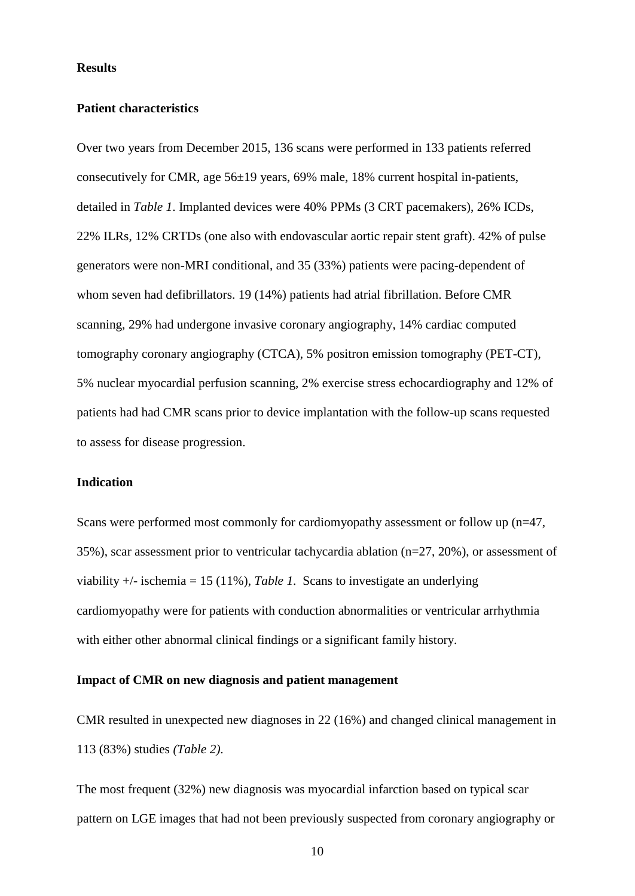## Results

### Patient characteristics

Over two years from December 2015, 136 scans were performed in 133 patients referred consecutively for CMR, age 56±19 years, 69% male, 18% current hospital in-patients, detailed in *Table 1*. Implanted devices were 40% PPMs (3 CRT pacemakers), 26% ICDs, 22% ILRs, 12% CRTDs (one also with endovascular aortic repair stent graft). 42% of pulse generators were non-MRI conditional, and 35 (33%) patients were pacing-dependent of whom seven had defibrillators. 19 (14%) patients had atrial fibrillation. Before CMR scanning, 29% had undergone invasive coronary angiography, 14% cardiac computed tomography coronary angiography (CTCA), 5% positron emission tomography (PET-CT), 5% nuclear myocardial perfusion scanning, 2% exercise stress echocardiography and 12% of patients had had CMR scans prior to device implantation with the follow-up scans requested to assess for disease progression.

### Indication

Scans were performed most commonly for cardiomyopathy assessment or follow up (n=47, 35%), scar assessment prior to ventricular tachycardia ablation (n=27, 20%), or assessment of viability +/- ischemia = 15 (11%), *Table 1*. Scans to investigate an underlying cardiomyopathy were for patients with conduction abnormalities or ventricular arrhythmia with either other abnormal clinical findings or a significant family history.

### Impact of CMR on new diagnosis and patient management

CMR resulted in unexpected new diagnoses in 22 (16%) and changed clinical management in 113 (83%) studies *(Table 2)*.

The most frequent (32%) new diagnosis was myocardial infarction based on typical scar pattern on LGE images that had not been previously suspected from coronary angiography or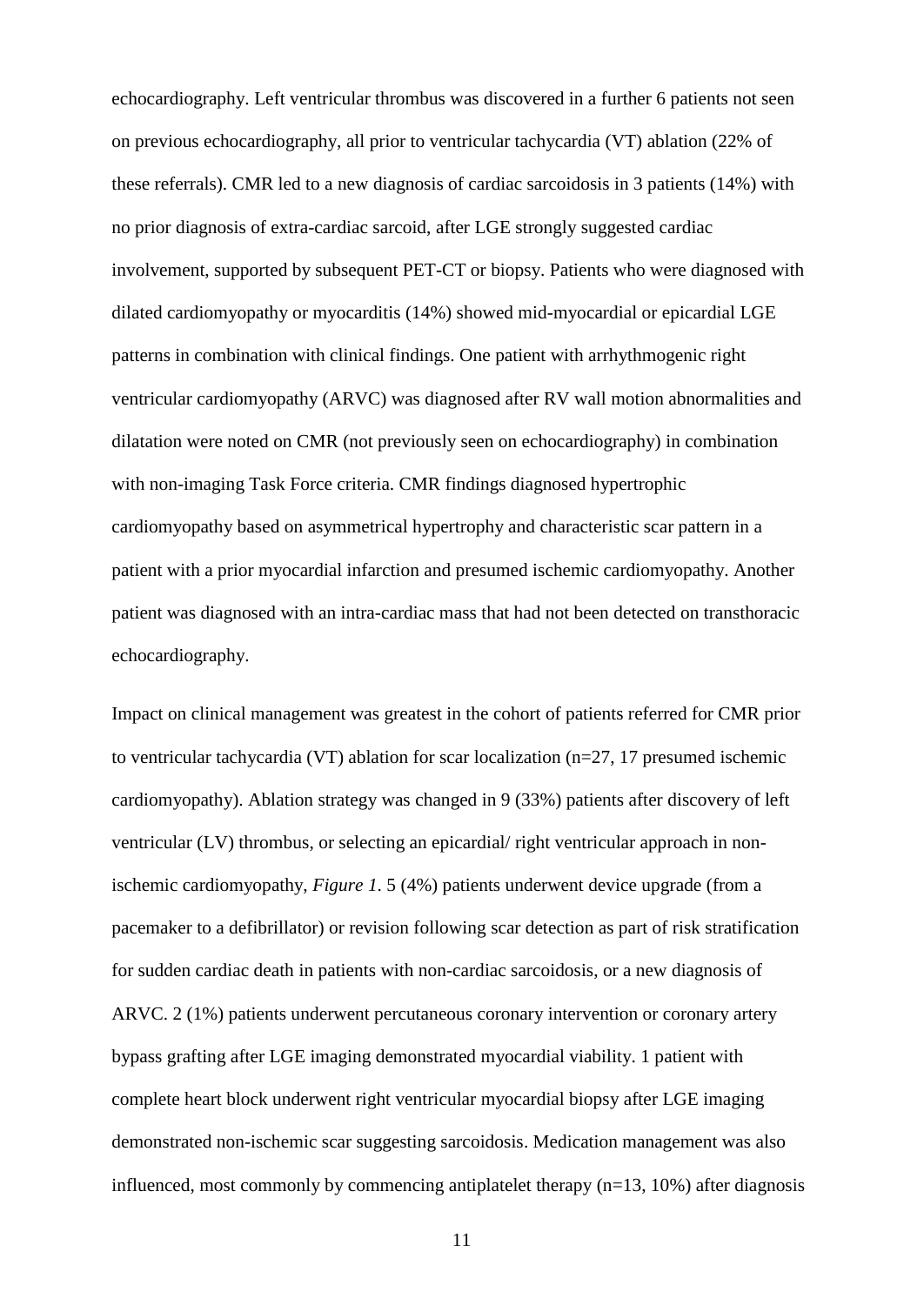echocardiography. Left ventricular thrombus was discovered in a further 6 patients not seen on previous echocardiography, all prior to ventricular tachycardia (VT) ablation (22% of these referrals). CMR led to a new diagnosis of cardiac sarcoidosis in 3 patients (14%) with no prior diagnosis of extra-cardiac sarcoid, after LGE strongly suggested cardiac involvement, supported by subsequent PET-CT or biopsy. Patients who were diagnosed with dilated cardiomyopathy or myocarditis (14%) showed mid-myocardial or epicardial LGE patterns in combination with clinical findings. One patient with arrhythmogenic right ventricular cardiomyopathy (ARVC) was diagnosed after RV wall motion abnormalities and dilatation were noted on CMR (not previously seen on echocardiography) in combination with non-imaging Task Force criteria. CMR findings diagnosed hypertrophic cardiomyopathy based on asymmetrical hypertrophy and characteristic scar pattern in a patient with a prior myocardial infarction and presumed ischemic cardiomyopathy. Another patient was diagnosed with an intra-cardiac mass that had not been detected on transthoracic echocardiography.

Impact on clinical management was greatest in the cohort of patients referred for CMR prior to ventricular tachycardia (VT) ablation for scar localization (n=27, 17 presumed ischemic cardiomyopathy). Ablation strategy was changed in 9 (33%) patients after discovery of left ventricular (LV) thrombus, or selecting an epicardial/ right ventricular approach in non-ischemic cardiomyopathy, *Figure 1*. 5 (4%) patients underwent device upgrade (from a pacemaker to a defibrillator) or revision following scar detection as part of risk stratification for sudden cardiac death in patients with non-cardiac sarcoidosis, or a new diagnosis of ARVC. 2 (1%) patients underwent percutaneous coronary intervention or coronary artery bypass grafting after LGE imaging demonstrated myocardial viability. 1 patient with complete heart block underwent right ventricular myocardial biopsy after LGE imaging demonstrated non-ischemic scar suggesting sarcoidosis. Medication management was also influenced, most commonly by commencing antiplatelet therapy (n=13, 10%) after diagnosis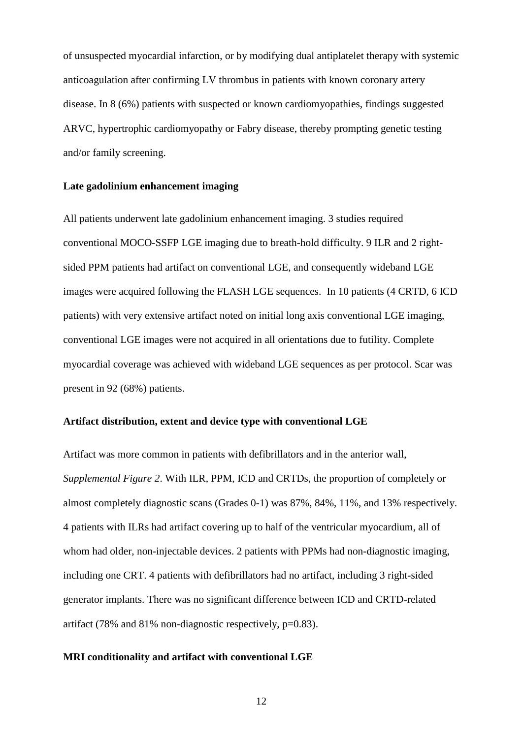of unsuspected myocardial infarction, or by modifying dual antiplatelet therapy with systemic anticoagulation after confirming LV thrombus in patients with known coronary artery disease. In 8 (6%) patients with suspected or known cardiomyopathies, findings suggested ARVC, hypertrophic cardiomyopathy or Fabry disease, thereby prompting genetic testing and/or family screening.

**Late gadolinium enhancement imaging**

All patients underwent late gadolinium enhancement imaging. 3 studies required conventional MOCO-SSFP LGE imaging due to breath-hold difficulty. 9 ILR and 2 right-sided PPM patients had artifact on conventional LGE, and consequently wideband LGE images were acquired following the FLASH LGE sequences. In 10 patients (4 CRTD, 6 ICD patients) with very extensive artifact noted on initial long axis conventional LGE imaging, conventional LGE images were not acquired in all orientations due to futility. Complete myocardial coverage was achieved with wideband LGE sequences as per protocol. Scar was present in 92 (68%) patients.

**Artifact distribution, extent and device type with conventional LGE**

Artifact was more common in patients with defibrillators and in the anterior wall, *Supplemental Figure 2*. With ILR, PPM, ICD and CRTDs, the proportion of completely or almost completely diagnostic scans (Grades 0-1) was 87%, 84%, 11%, and 13% respectively. 4 patients with ILRs had artifact covering up to half of the ventricular myocardium, all of whom had older, non-injectable devices. 2 patients with PPMs had non-diagnostic imaging, including one CRT. 4 patients with defibrillators had no artifact, including 3 right-sided generator implants. There was no significant difference between ICD and CRTD-related artifact (78% and 81% non-diagnostic respectively, $p=0.83$).

**MRI conditionality and artifact with conventional LGE**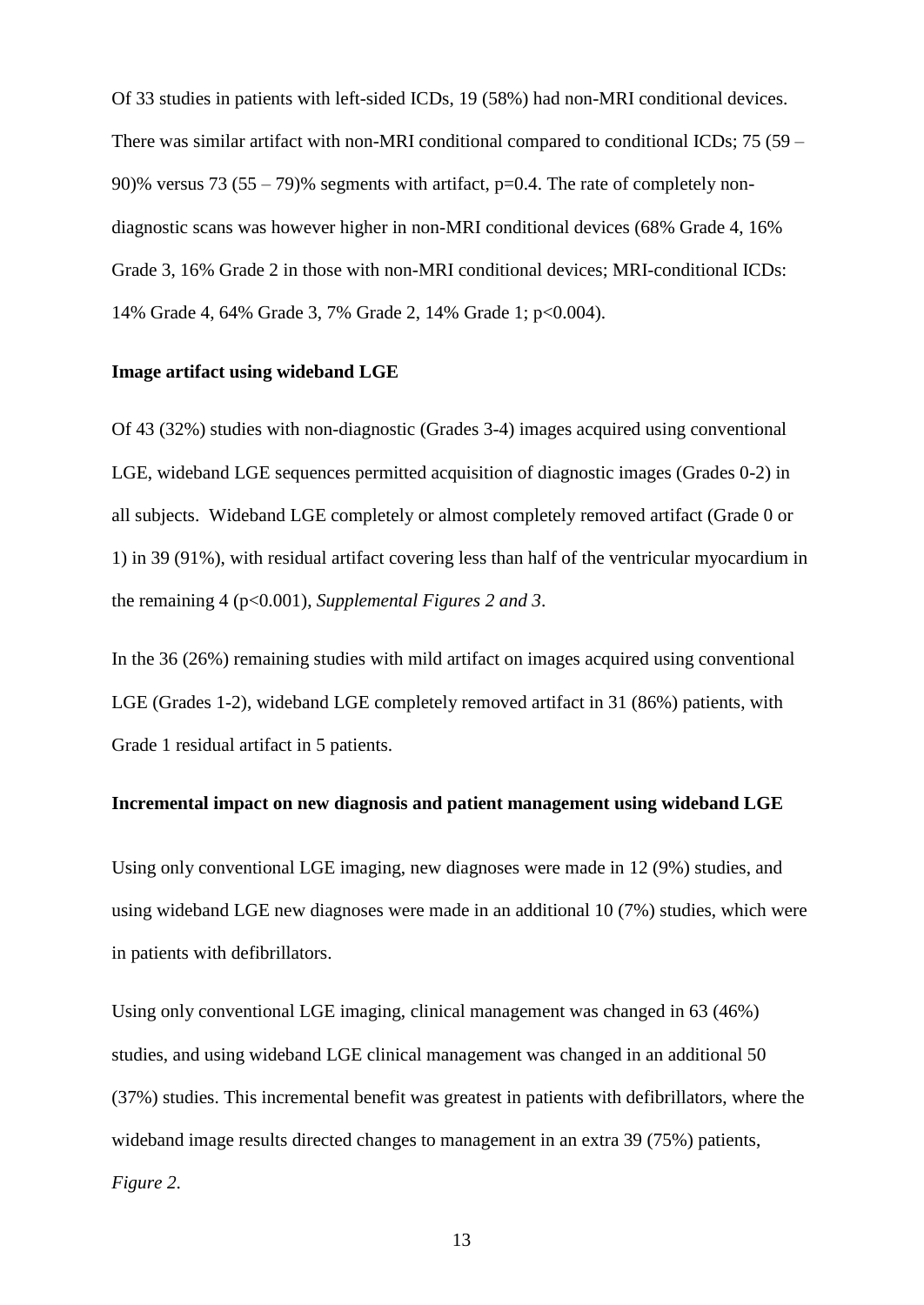Of 33 studies in patients with left-sided ICDs, 19 (58%) had non-MRI conditional devices. There was similar artifact with non-MRI conditional compared to conditional ICDs; 75 (59 – 90)% versus 73 (55 – 79)% segments with artifact, p=0.4. The rate of completely non-diagnostic scans was however higher in non-MRI conditional devices (68% Grade 4, 16% Grade 3, 16% Grade 2 in those with non-MRI conditional devices; MRI-conditional ICDs: 14% Grade 4, 64% Grade 3, 7% Grade 2, 14% Grade 1; p<0.004).

### Image artifact using wideband LGE

Of 43 (32%) studies with non-diagnostic (Grades 3-4) images acquired using conventional LGE, wideband LGE sequences permitted acquisition of diagnostic images (Grades 0-2) in all subjects. Wideband LGE completely or almost completely removed artifact (Grade 0 or 1) in 39 (91%), with residual artifact covering less than half of the ventricular myocardium in the remaining 4 (p<0.001), *Supplemental Figures 2 and 3*.

In the 36 (26%) remaining studies with mild artifact on images acquired using conventional LGE (Grades 1-2), wideband LGE completely removed artifact in 31 (86%) patients, with Grade 1 residual artifact in 5 patients.

### Incremental impact on new diagnosis and patient management using wideband LGE

Using only conventional LGE imaging, new diagnoses were made in 12 (9%) studies, and using wideband LGE new diagnoses were made in an additional 10 (7%) studies, which were in patients with defibrillators.

Using only conventional LGE imaging, clinical management was changed in 63 (46%) studies, and using wideband LGE clinical management was changed in an additional 50 (37%) studies. This incremental benefit was greatest in patients with defibrillators, where the wideband image results directed changes to management in an extra 39 (75%) patients, *Figure 2*.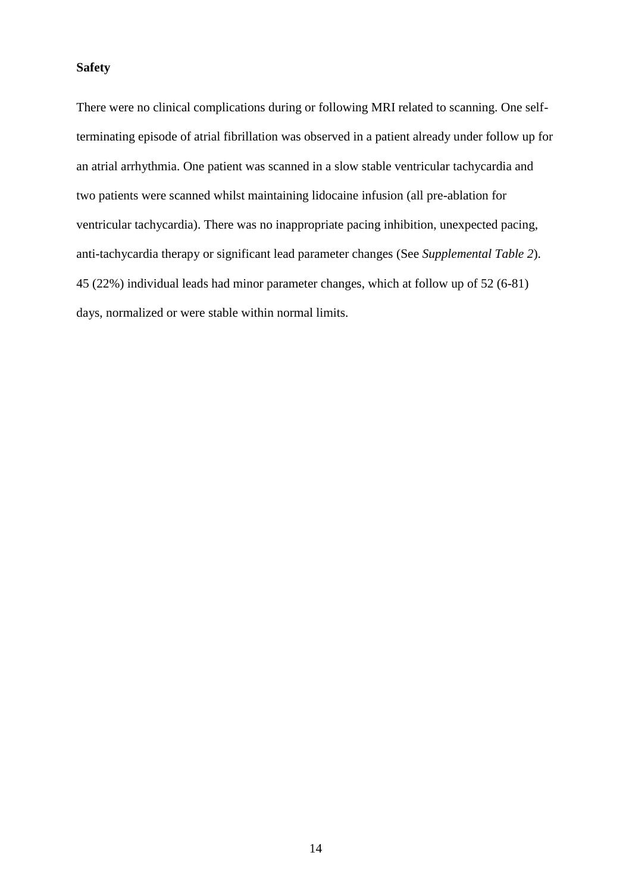**Safety**

There were no clinical complications during or following MRI related to scanning. One self-terminating episode of atrial fibrillation was observed in a patient already under follow up for an atrial arrhythmia. One patient was scanned in a slow stable ventricular tachycardia and two patients were scanned whilst maintaining lidocaine infusion (all pre-ablation for ventricular tachycardia). There was no inappropriate pacing inhibition, unexpected pacing, anti-tachycardia therapy or significant lead parameter changes (See *Supplemental Table 2*). 45 (22%) individual leads had minor parameter changes, which at follow up of 52 (6-81) days, normalized or were stable within normal limits.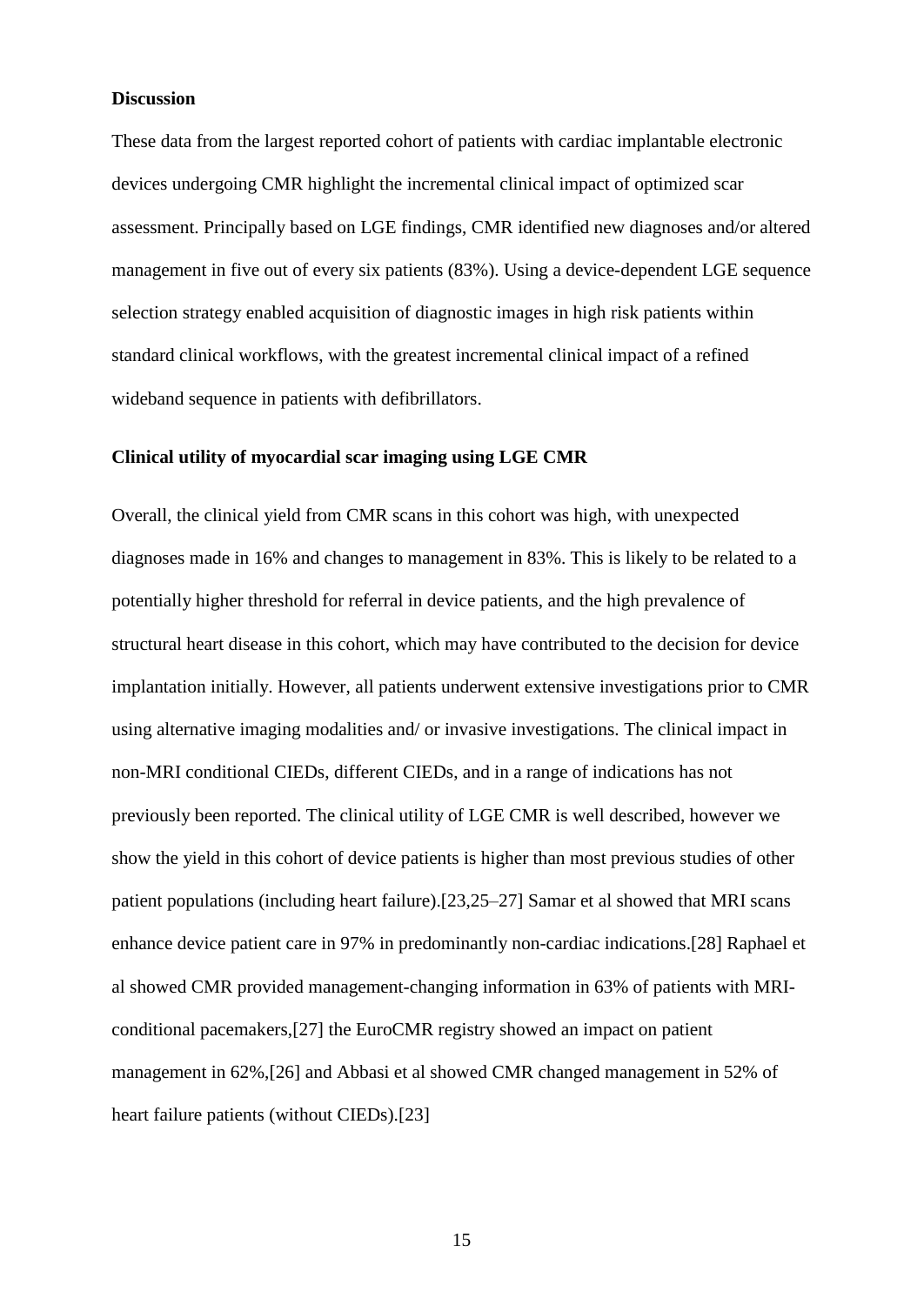**Discussion**

These data from the largest reported cohort of patients with cardiac implantable electronic devices undergoing CMR highlight the incremental clinical impact of optimized scar assessment. Principally based on LGE findings, CMR identified new diagnoses and/or altered management in five out of every six patients (83%). Using a device-dependent LGE sequence selection strategy enabled acquisition of diagnostic images in high risk patients within standard clinical workflows, with the greatest incremental clinical impact of a refined wideband sequence in patients with defibrillators.

**Clinical utility of myocardial scar imaging using LGE CMR**

Overall, the clinical yield from CMR scans in this cohort was high, with unexpected diagnoses made in 16% and changes to management in 83%. This is likely to be related to a potentially higher threshold for referral in device patients, and the high prevalence of structural heart disease in this cohort, which may have contributed to the decision for device implantation initially. However, all patients underwent extensive investigations prior to CMR using alternative imaging modalities and/ or invasive investigations. The clinical impact in non-MRI conditional CIEDs, different CIEDs, and in a range of indications has not previously been reported. The clinical utility of LGE CMR is well described, however we show the yield in this cohort of device patients is higher than most previous studies of other patient populations (including heart failure).[23,25–27] Samar et al showed that MRI scans enhance device patient care in 97% in predominantly non-cardiac indications.[28] Raphael et al showed CMR provided management-changing information in 63% of patients with MRI-conditional pacemakers,[27] the EuroCMR registry showed an impact on patient management in 62%,[26] and Abbasi et al showed CMR changed management in 52% of heart failure patients (without CIEDs).[23]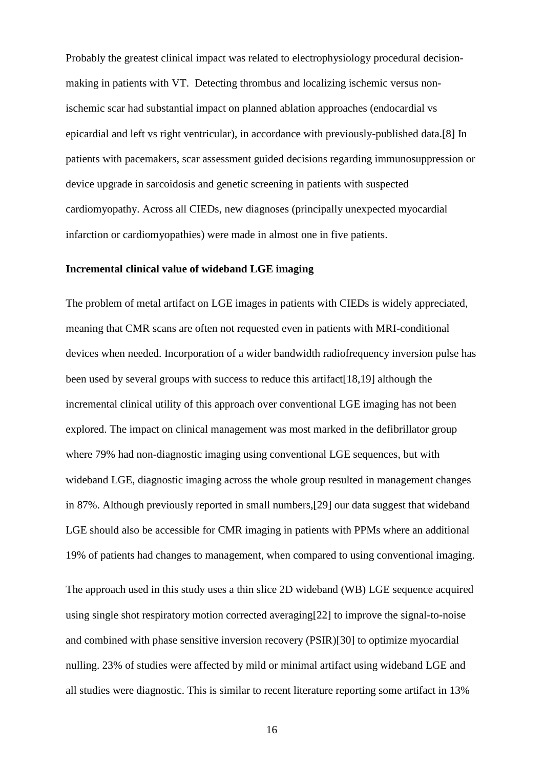Probably the greatest clinical impact was related to electrophysiology procedural decision-making in patients with VT. Detecting thrombus and localizing ischemic versus non-ischemic scar had substantial impact on planned ablation approaches (endocardial vs epicardial and left vs right ventricular), in accordance with previously-published data.[8] In patients with pacemakers, scar assessment guided decisions regarding immunosuppression or device upgrade in sarcoidosis and genetic screening in patients with suspected cardiomyopathy. Across all CIEDs, new diagnoses (principally unexpected myocardial infarction or cardiomyopathies) were made in almost one in five patients.

**Incremental clinical value of wideband LGE imaging**

The problem of metal artifact on LGE images in patients with CIEDs is widely appreciated, meaning that CMR scans are often not requested even in patients with MRI-conditional devices when needed. Incorporation of a wider bandwidth radiofrequency inversion pulse has been used by several groups with success to reduce this artifact[18,19] although the incremental clinical utility of this approach over conventional LGE imaging has not been explored. The impact on clinical management was most marked in the defibrillator group where 79% had non-diagnostic imaging using conventional LGE sequences, but with wideband LGE, diagnostic imaging across the whole group resulted in management changes in 87%. Although previously reported in small numbers,[29] our data suggest that wideband LGE should also be accessible for CMR imaging in patients with PPMs where an additional 19% of patients had changes to management, when compared to using conventional imaging.

The approach used in this study uses a thin slice 2D wideband (WB) LGE sequence acquired using single shot respiratory motion corrected averaging[22] to improve the signal-to-noise and combined with phase sensitive inversion recovery (PSIR)[30] to optimize myocardial nulling. 23% of studies were affected by mild or minimal artifact using wideband LGE and all studies were diagnostic. This is similar to recent literature reporting some artifact in 13%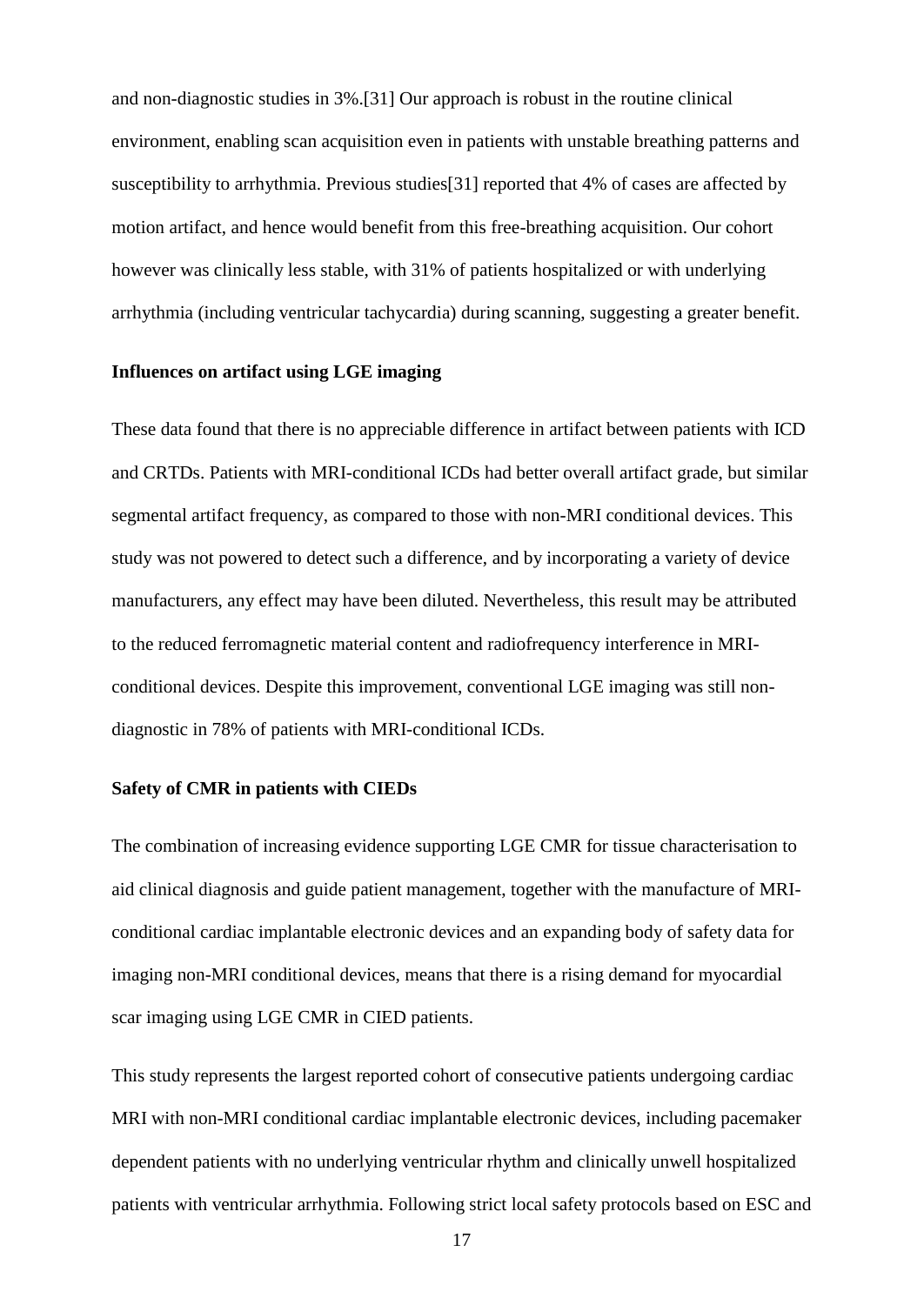and non-diagnostic studies in 3%.[31] Our approach is robust in the routine clinical environment, enabling scan acquisition even in patients with unstable breathing patterns and susceptibility to arrhythmia. Previous studies[31] reported that 4% of cases are affected by motion artifact, and hence would benefit from this free-breathing acquisition. Our cohort however was clinically less stable, with 31% of patients hospitalized or with underlying arrhythmia (including ventricular tachycardia) during scanning, suggesting a greater benefit.

### Influences on artifact using LGE imaging

These data found that there is no appreciable difference in artifact between patients with ICD and CRTDs. Patients with MRI-conditional ICDs had better overall artifact grade, but similar segmental artifact frequency, as compared to those with non-MRI conditional devices. This study was not powered to detect such a difference, and by incorporating a variety of device manufacturers, any effect may have been diluted. Nevertheless, this result may be attributed to the reduced ferromagnetic material content and radiofrequency interference in MRI-conditional devices. Despite this improvement, conventional LGE imaging was still non-diagnostic in 78% of patients with MRI-conditional ICDs.

### Safety of CMR in patients with CIEDs

The combination of increasing evidence supporting LGE CMR for tissue characterisation to aid clinical diagnosis and guide patient management, together with the manufacture of MRI-conditional cardiac implantable electronic devices and an expanding body of safety data for imaging non-MRI conditional devices, means that there is a rising demand for myocardial scar imaging using LGE CMR in CIED patients.

This study represents the largest reported cohort of consecutive patients undergoing cardiac MRI with non-MRI conditional cardiac implantable electronic devices, including pacemaker dependent patients with no underlying ventricular rhythm and clinically unwell hospitalized patients with ventricular arrhythmia. Following strict local safety protocols based on ESC and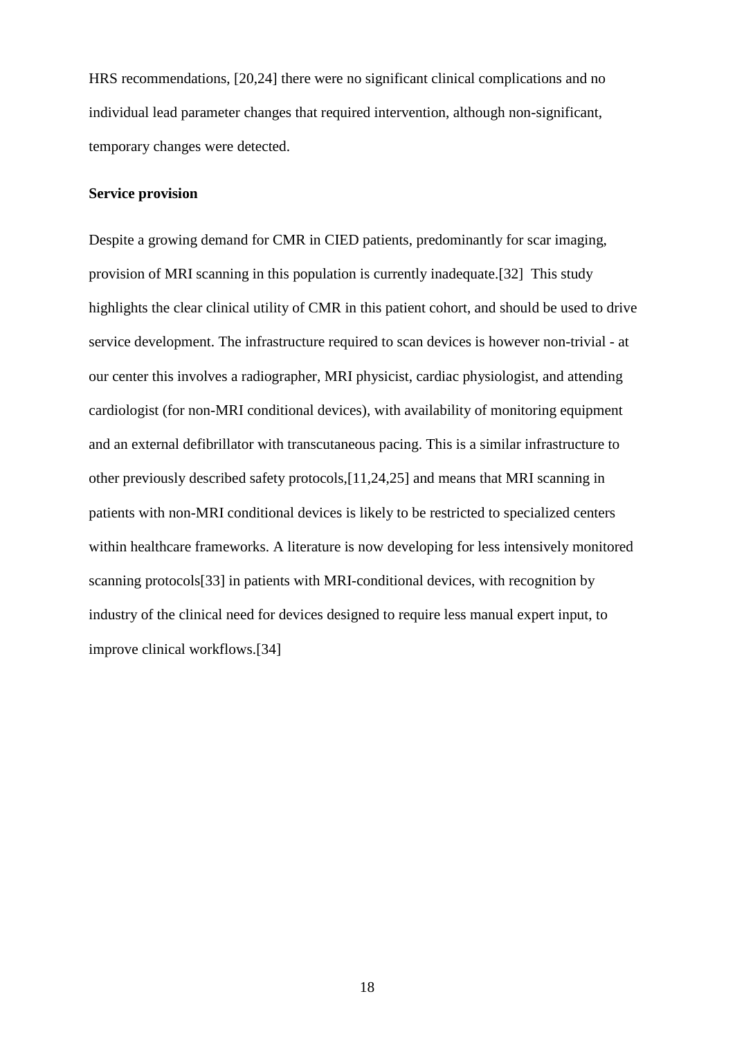HRS recommendations, [20,24] there were no significant clinical complications and no individual lead parameter changes that required intervention, although non-significant, temporary changes were detected.

**Service provision**

Despite a growing demand for CMR in CIED patients, predominantly for scar imaging, provision of MRI scanning in this population is currently inadequate.[32] This study highlights the clear clinical utility of CMR in this patient cohort, and should be used to drive service development. The infrastructure required to scan devices is however non-trivial - at our center this involves a radiographer, MRI physicist, cardiac physiologist, and attending cardiologist (for non-MRI conditional devices), with availability of monitoring equipment and an external defibrillator with transcutaneous pacing. This is a similar infrastructure to other previously described safety protocols,[11,24,25] and means that MRI scanning in patients with non-MRI conditional devices is likely to be restricted to specialized centers within healthcare frameworks. A literature is now developing for less intensively monitored scanning protocols[33] in patients with MRI-conditional devices, with recognition by industry of the clinical need for devices designed to require less manual expert input, to improve clinical workflows.[34]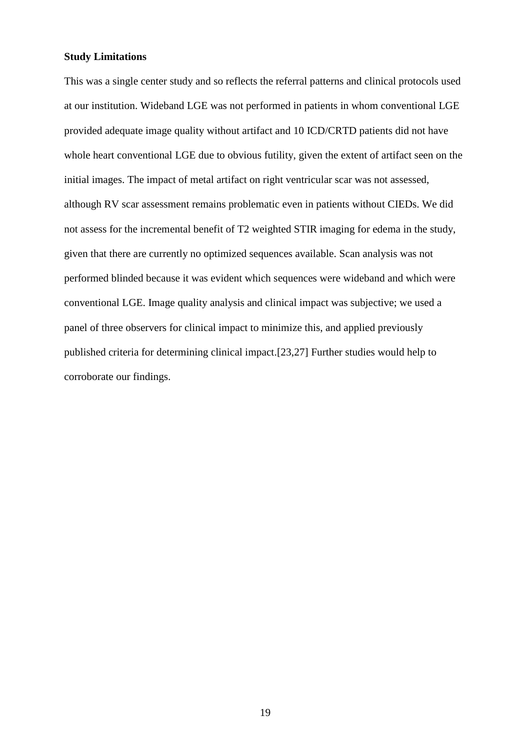**Study Limitations**

This was a single center study and so reflects the referral patterns and clinical protocols used at our institution. Wideband LGE was not performed in patients in whom conventional LGE provided adequate image quality without artifact and 10 ICD/CRTD patients did not have whole heart conventional LGE due to obvious futility, given the extent of artifact seen on the initial images. The impact of metal artifact on right ventricular scar was not assessed, although RV scar assessment remains problematic even in patients without CIEDs. We did not assess for the incremental benefit of T2 weighted STIR imaging for edema in the study, given that there are currently no optimized sequences available. Scan analysis was not performed blinded because it was evident which sequences were wideband and which were conventional LGE. Image quality analysis and clinical impact was subjective; we used a panel of three observers for clinical impact to minimize this, and applied previously published criteria for determining clinical impact.[23,27] Further studies would help to corroborate our findings.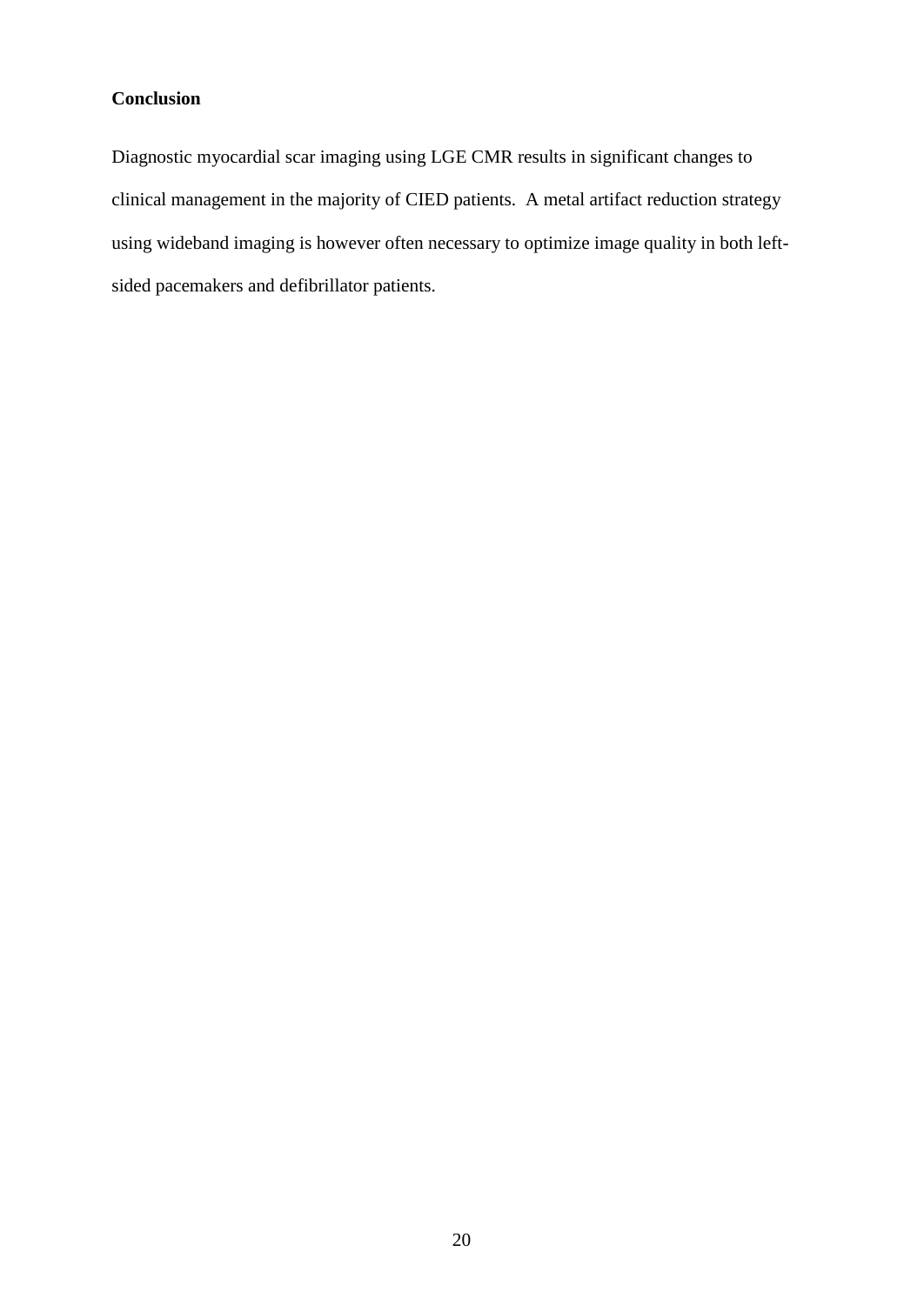## Conclusion

Diagnostic myocardial scar imaging using LGE CMR results in significant changes to clinical management in the majority of CIED patients. A metal artifact reduction strategy using wideband imaging is however often necessary to optimize image quality in both left-sided pacemakers and defibrillator patients.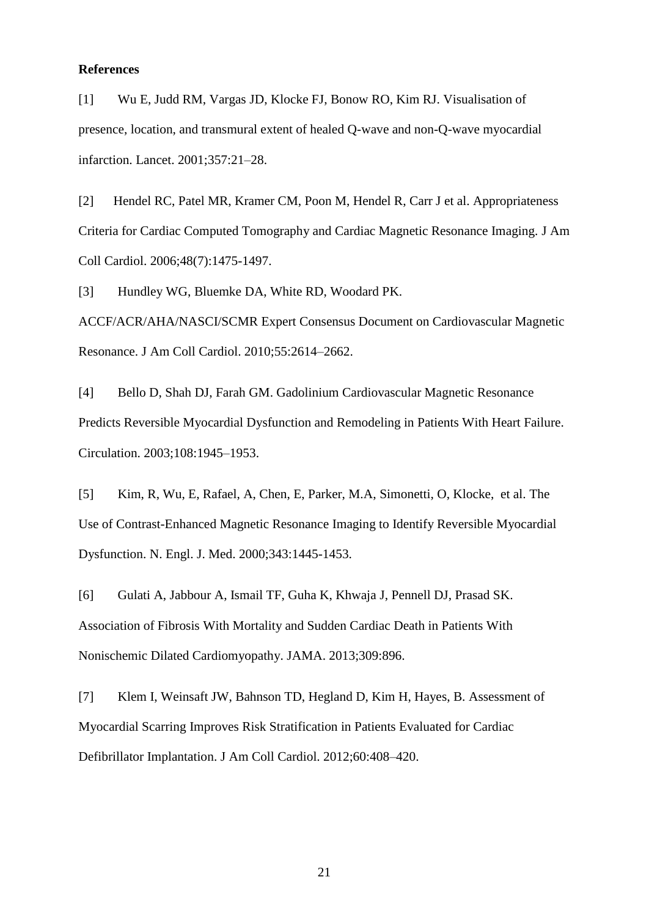**References**

[1] Wu E, Judd RM, Vargas JD, Klocke FJ, Bonow RO, Kim RJ. Visualisation of presence, location, and transmural extent of healed Q-wave and non-Q-wave myocardial infarction. Lancet. 2001;357:21–28.

[2] Hendel RC, Patel MR, Kramer CM, Poon M, Hendel R, Carr J et al. Appropriateness Criteria for Cardiac Computed Tomography and Cardiac Magnetic Resonance Imaging. J Am Coll Cardiol. 2006;48(7):1475-1497.

[3] Hundley WG, Bluemke DA, White RD, Woodard PK. ACCF/ACR/AHA/NASCI/SCMR Expert Consensus Document on Cardiovascular Magnetic Resonance. J Am Coll Cardiol. 2010;55:2614–2662.

[4] Bello D, Shah DJ, Farah GM. Gadolinium Cardiovascular Magnetic Resonance Predicts Reversible Myocardial Dysfunction and Remodeling in Patients With Heart Failure. Circulation. 2003;108:1945–1953.

[5] Kim, R, Wu, E, Rafael, A, Chen, E, Parker, M.A, Simonetti, O, Klocke, et al. The Use of Contrast-Enhanced Magnetic Resonance Imaging to Identify Reversible Myocardial Dysfunction. N. Engl. J. Med. 2000;343:1445-1453.

[6] Gulati A, Jabbour A, Ismail TF, Guha K, Khwaja J, Pennell DJ, Prasad SK. Association of Fibrosis With Mortality and Sudden Cardiac Death in Patients With Nonischemic Dilated Cardiomyopathy. JAMA. 2013;309:896.

[7] Klem I, Weinsaft JW, Bahnson TD, Hegland D, Kim H, Hayes, B. Assessment of Myocardial Scarring Improves Risk Stratification in Patients Evaluated for Cardiac Defibrillator Implantation. J Am Coll Cardiol. 2012;60:408–420.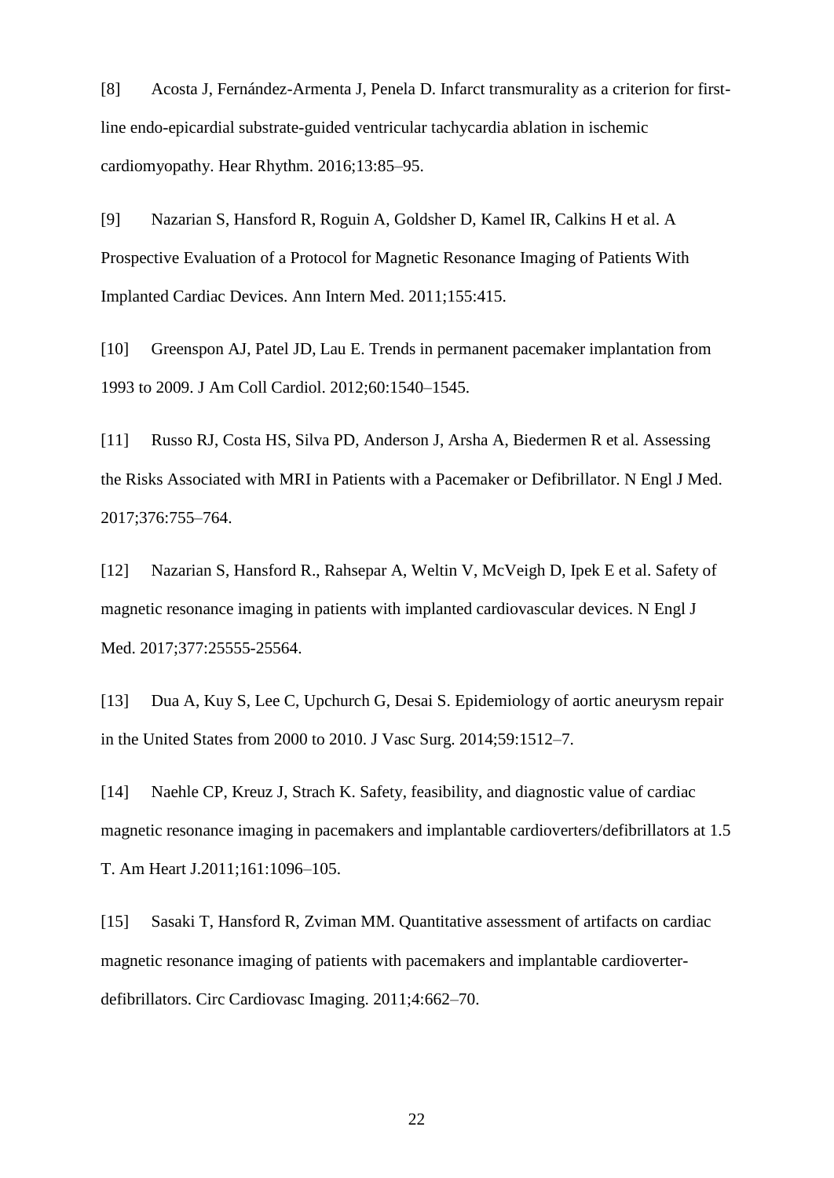[8] Acosta J, Fernández-Armenta J, Penela D. Infarct transmurality as a criterion for first-line endo-epicardial substrate-guided ventricular tachycardia ablation in ischemic cardiomyopathy. Hear Rhythm. 2016;13:85–95.

[9] Nazarian S, Hansford R, Roguin A, Goldsher D, Kamel IR, Calkins H et al. A Prospective Evaluation of a Protocol for Magnetic Resonance Imaging of Patients With Implanted Cardiac Devices. Ann Intern Med. 2011;155:415.

[10] Greenspon AJ, Patel JD, Lau E. Trends in permanent pacemaker implantation from 1993 to 2009. J Am Coll Cardiol. 2012;60:1540–1545.

[11] Russo RJ, Costa HS, Silva PD, Anderson J, Arsha A, Biedermen R et al. Assessing the Risks Associated with MRI in Patients with a Pacemaker or Defibrillator. N Engl J Med. 2017;376:755–764.

[12] Nazarian S, Hansford R., Rahsepar A, Weltin V, McVeigh D, Ipek E et al. Safety of magnetic resonance imaging in patients with implanted cardiovascular devices. N Engl J Med. 2017;377:25555-25564.

[13] Dua A, Kuy S, Lee C, Upchurch G, Desai S. Epidemiology of aortic aneurysm repair in the United States from 2000 to 2010. J Vasc Surg. 2014;59:1512–7.

[14] Naehle CP, Kreuz J, Strach K. Safety, feasibility, and diagnostic value of cardiac magnetic resonance imaging in pacemakers and implantable cardioverters/defibrillators at 1.5 T. Am Heart J.2011;161:1096–105.

[15] Sasaki T, Hansford R, Zviman MM. Quantitative assessment of artifacts on cardiac magnetic resonance imaging of patients with pacemakers and implantable cardioverter-defibrillators. Circ Cardiovasc Imaging. 2011;4:662–70.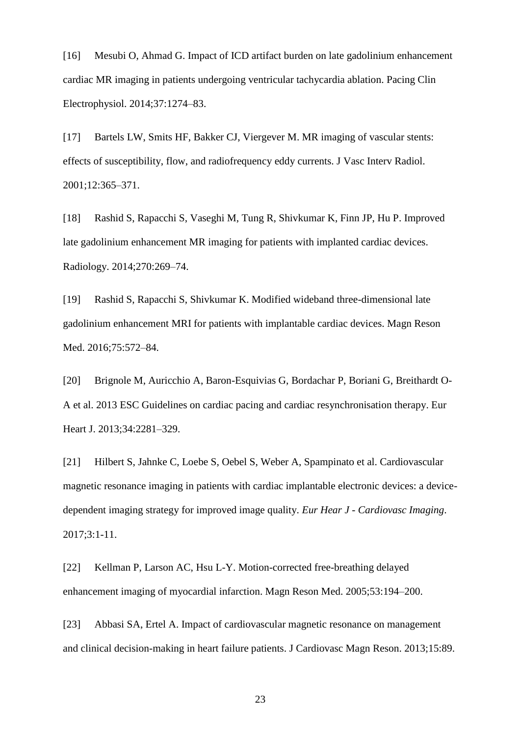[16] Mesubi O, Ahmad G. Impact of ICD artifact burden on late gadolinium enhancement cardiac MR imaging in patients undergoing ventricular tachycardia ablation. Pacing Clin Electrophysiol. 2014;37:1274–83.

[17] Bartels LW, Smits HF, Bakker CJ, Viergever M. MR imaging of vascular stents: effects of susceptibility, flow, and radiofrequency eddy currents. J Vasc Interv Radiol. 2001;12:365–371.

[18] Rashid S, Rapacchi S, Vaseghi M, Tung R, Shivkumar K, Finn JP, Hu P. Improved late gadolinium enhancement MR imaging for patients with implanted cardiac devices. Radiology. 2014;270:269–74.

[19] Rashid S, Rapacchi S, Shivkumar K. Modified wideband three-dimensional late gadolinium enhancement MRI for patients with implantable cardiac devices. Magn Reson Med. 2016;75:572–84.

[20] Brignole M, Auricchio A, Baron-Esquivias G, Bordachar P, Boriani G, Breithardt O-A et al. 2013 ESC Guidelines on cardiac pacing and cardiac resynchronisation therapy. Eur Heart J. 2013;34:2281–329.

[21] Hilbert S, Jahnke C, Loebe S, Oebel S, Weber A, Spampinato et al. Cardiovascular magnetic resonance imaging in patients with cardiac implantable electronic devices: a device-dependent imaging strategy for improved image quality. *Eur Hear J - Cardiovasc Imaging*. 2017;3:1-11.

[22] Kellman P, Larson AC, Hsu L-Y. Motion-corrected free-breathing delayed enhancement imaging of myocardial infarction. Magn Reson Med. 2005;53:194–200.

[23] Abbasi SA, Ertel A. Impact of cardiovascular magnetic resonance on management and clinical decision-making in heart failure patients. J Cardiovasc Magn Reson. 2013;15:89.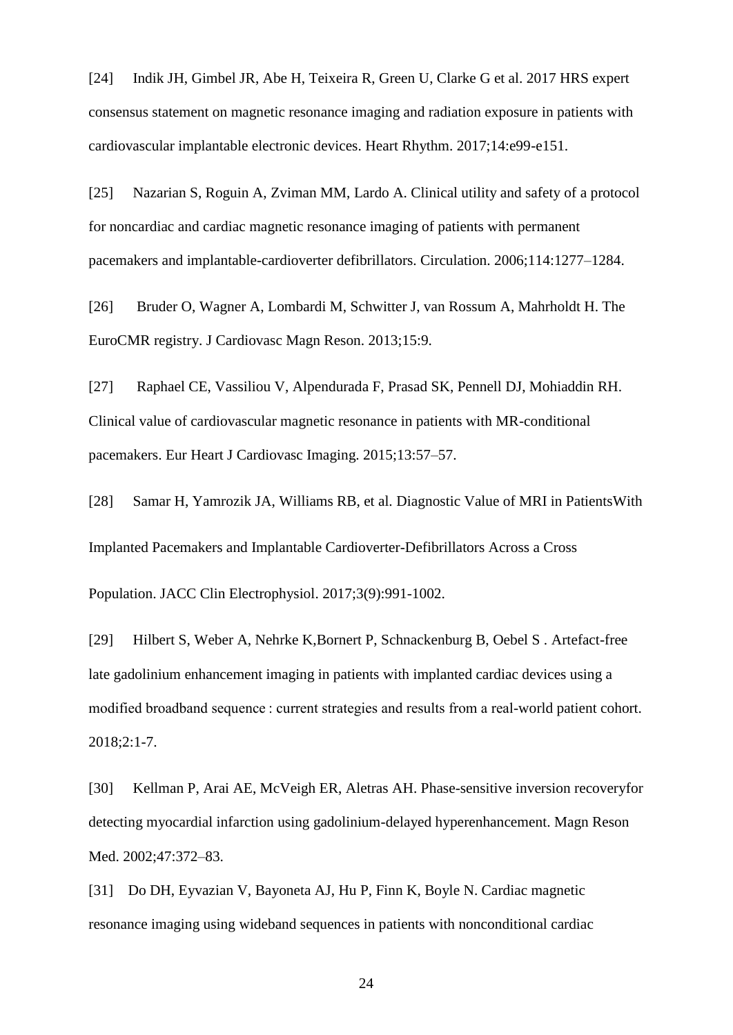[24] Indik JH, Gimbel JR, Abe H, Teixeira R, Green U, Clarke G et al. 2017 HRS expert consensus statement on magnetic resonance imaging and radiation exposure in patients with cardiovascular implantable electronic devices. Heart Rhythm. 2017;14:e99-e151.

[25] Nazarian S, Roguin A, Zviman MM, Lardo A. Clinical utility and safety of a protocol for noncardiac and cardiac magnetic resonance imaging of patients with permanent pacemakers and implantable-cardioverter defibrillators. Circulation. 2006;114:1277–1284.

[26] Bruder O, Wagner A, Lombardi M, Schwitter J, van Rossum A, Mahrholdt H. The EuroCMR registry. J Cardiovasc Magn Reson. 2013;15:9.

[27] Raphael CE, Vassiliou V, Alpendurada F, Prasad SK, Pennell DJ, Mohiaddin RH. Clinical value of cardiovascular magnetic resonance in patients with MR-conditional pacemakers. Eur Heart J Cardiovasc Imaging. 2015;13:57–57.

[28] Samar H, Yamrozik JA, Williams RB, et al. Diagnostic Value of MRI in PatientsWith Implanted Pacemakers and Implantable Cardioverter-Defibrillators Across a Cross Population. JACC Clin Electrophysiol. 2017;3(9):991-1002.

[29] Hilbert S, Weber A, Nehrke K,Bornert P, Schnackenburg B, Oebel S . Artefact-free late gadolinium enhancement imaging in patients with implanted cardiac devices using a modified broadband sequence : current strategies and results from a real-world patient cohort. 2018;2:1-7.

[30] Kellman P, Arai AE, McVeigh ER, Aletras AH. Phase-sensitive inversion recoveryfor detecting myocardial infarction using gadolinium-delayed hyperenhancement. Magn Reson Med. 2002;47:372–83.

[31] Do DH, Eyvazian V, Bayoneta AJ, Hu P, Finn K, Boyle N. Cardiac magnetic resonance imaging using wideband sequences in patients with nonconditional cardiac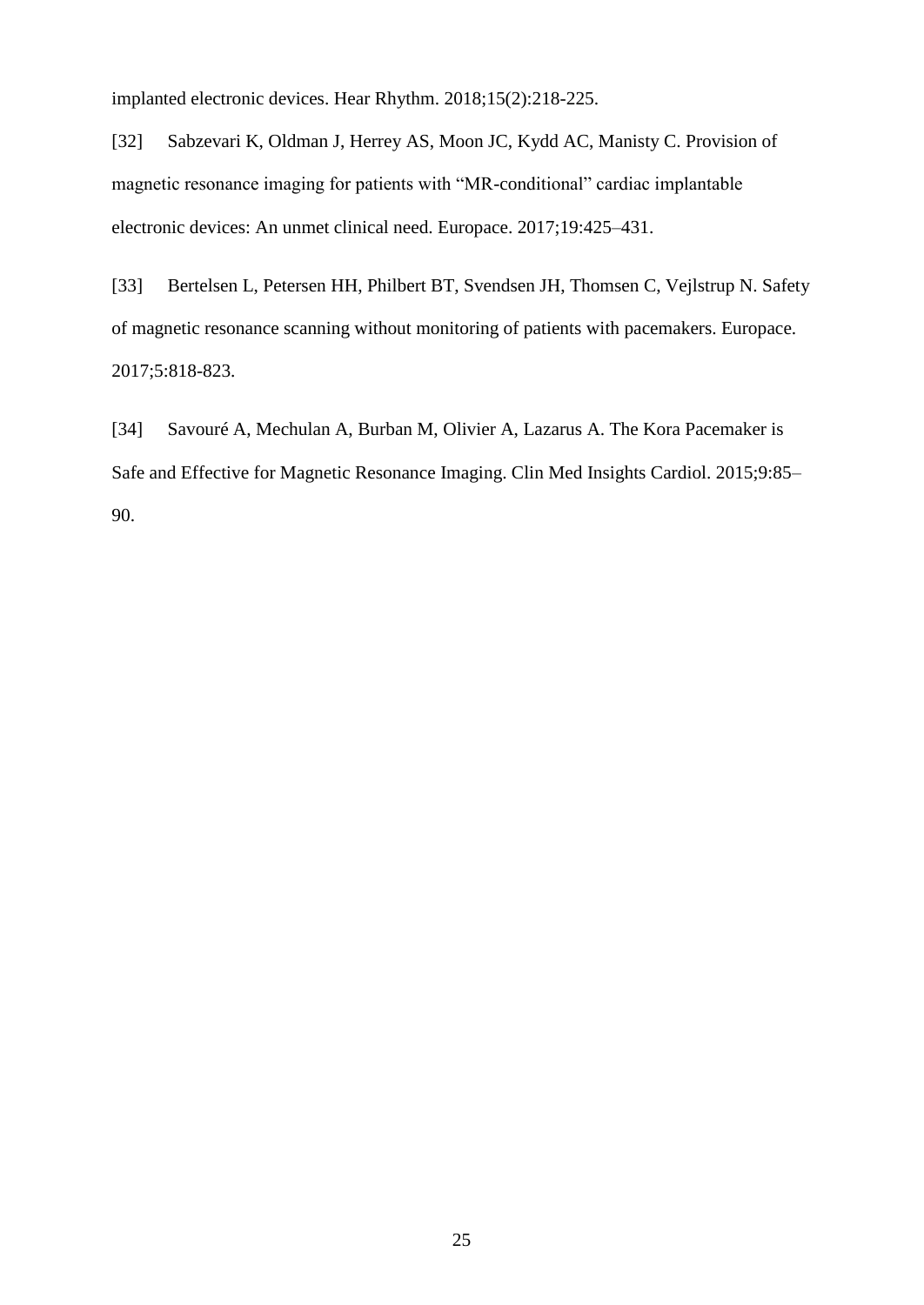implanted electronic devices. Hear Rhythm. 2018;15(2):218-225.

[32] Sabzevari K, Oldman J, Herrey AS, Moon JC, Kydd AC, Manisty C. Provision of magnetic resonance imaging for patients with "MR-conditional" cardiac implantable electronic devices: An unmet clinical need. Europace. 2017;19:425–431.

[33] Bertelsen L, Petersen HH, Philbert BT, Svendsen JH, Thomsen C, Vejlstrup N. Safety of magnetic resonance scanning without monitoring of patients with pacemakers. Europace. 2017;5:818-823.

[34] Savouré A, Mechulan A, Burban M, Olivier A, Lazarus A. The Kora Pacemaker is Safe and Effective for Magnetic Resonance Imaging. Clin Med Insights Cardiol. 2015;9:85–90.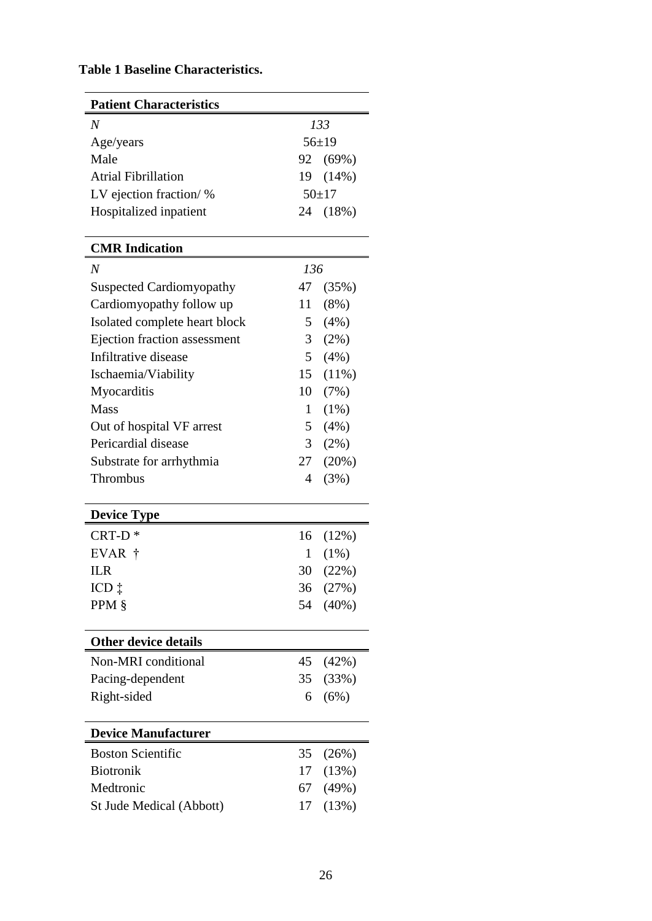**Table 1 Baseline Characteristics.**

| **Patient Characteristics** | |
|---|---|
| *N* | *133* |
| Age/years | 56±19 |
| Male | 92 (69%) |
| Atrial Fibrillation | 19 (14%) |
| LV ejection fraction/ % | 50±17 |
| Hospitalized inpatient | 24 (18%) |
| **CMR Indication** | |
| *N* | *136* |
| Suspected Cardiomyopathy | 47 (35%) |
| Cardiomyopathy follow up | 11 (8%) |
| Isolated complete heart block | 5 (4%) |
| Ejection fraction assessment | 3 (2%) |
| Infiltrative disease | 5 (4%) |
| Ischaemia/Viability | 15 (11%) |
| Myocarditis | 10 (7%) |
| Mass | 1 (1%) |
| Out of hospital VF arrest | 5 (4%) |
| Pericardial disease | 3 (2%) |
| Substrate for arrhythmia | 27 (20%) |
| Thrombus | 4 (3%) |
| **Device Type** | |
| CRT-D * | 16 (12%) |
| EVAR † | 1 (1%) |
| ILR | 30 (22%) |
| ICD ‡ | 36 (27%) |
| PPM § | 54 (40%) |
| **Other device details** | |
| Non-MRI conditional | 45 (42%) |
| Pacing-dependent | 35 (33%) |
| Right-sided | 6 (6%) |
| **Device Manufacturer** | |
| Boston Scientific | 35 (26%) |
| Biotronik | 17 (13%) |
| Medtronic | 67 (49%) |
| St Jude Medical (Abbott) | 17 (13%) |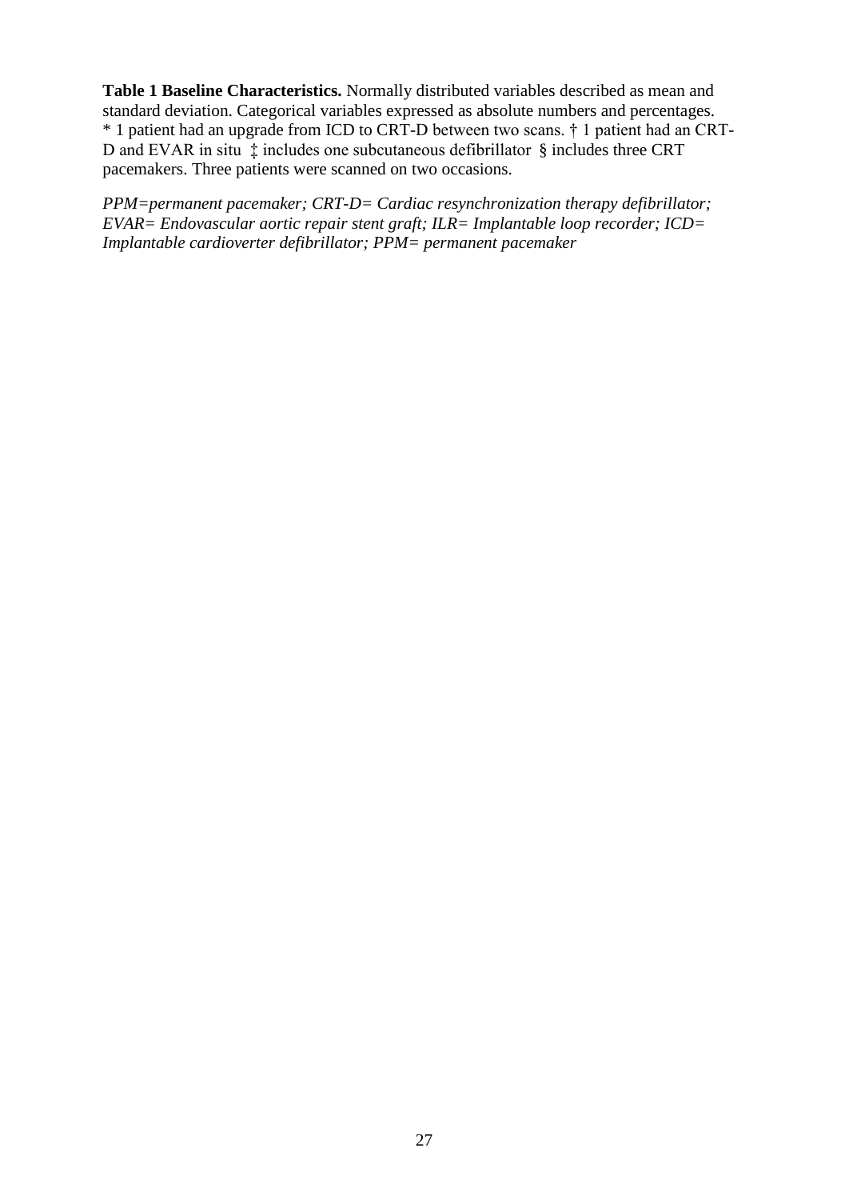**Table 1 Baseline Characteristics.** Normally distributed variables described as mean and standard deviation. Categorical variables expressed as absolute numbers and percentages. * 1 patient had an upgrade from ICD to CRT-D between two scans. † 1 patient had an CRT-D and EVAR in situ ‡ includes one subcutaneous defibrillator § includes three CRT pacemakers. Three patients were scanned on two occasions.

*PPM=permanent pacemaker; CRT-D= Cardiac resynchronization therapy defibrillator; EVAR= Endovascular aortic repair stent graft; ILR= Implantable loop recorder; ICD= Implantable cardioverter defibrillator; PPM= permanent pacemaker*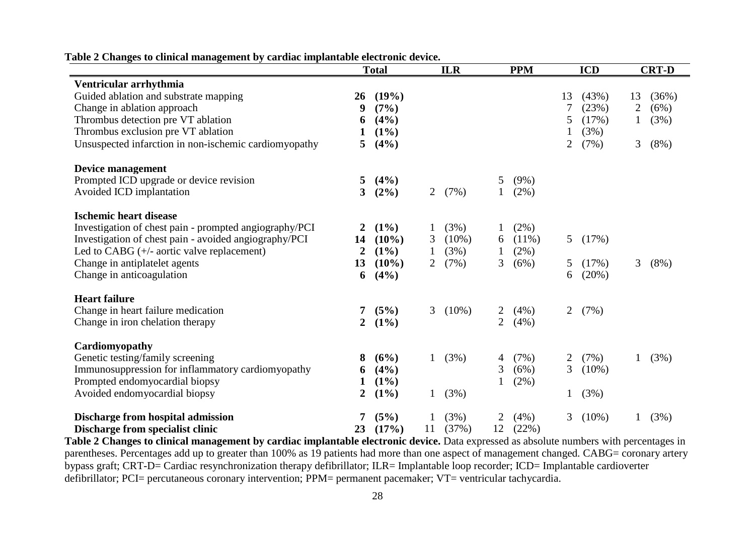**Table 2 Changes to clinical management by cardiac implantable electronic device.**

| | Total | | ILR | | PPM | | ICD | | CRT-D | |
|---|---|---|---|---|---|---|---|---|---|---|
| **Ventricular arrhythmia** | | | | | | | | | | |
| Guided ablation and substrate mapping | **26** | **(19%)** | | | | | 13 | (43%) | 13 | (36%) |
| Change in ablation approach | **9** | **(7%)** | | | | | 7 | (23%) | 2 | (6%) |
| Thrombus detection pre VT ablation | **6** | **(4%)** | | | | | 5 | (17%) | 1 | (3%) |
| Thrombus exclusion pre VT ablation | **1** | **(1%)** | | | | | 1 | (3%) | | |
| Unsuspected infarction in non-ischemic cardiomyopathy | **5** | **(4%)** | | | | | 2 | (7%) | 3 | (8%) |
| **Device management** | | | | | | | | | | |
| Prompted ICD upgrade or device revision | **5** | **(4%)** | | | 5 | (9%) | | | | |
| Avoided ICD implantation | **3** | **(2%)** | 2 | (7%) | 1 | (2%) | | | | |
| **Ischemic heart disease** | | | | | | | | | | |
| Investigation of chest pain - prompted angiography/PCI | **2** | **(1%)** | 1 | (3%) | 1 | (2%) | | | | |
| Investigation of chest pain - avoided angiography/PCI | **14** | **(10%)** | 3 | (10%) | 6 | (11%) | 5 | (17%) | | |
| Led to CABG (+/- aortic valve replacement) | **2** | **(1%)** | 1 | (3%) | 1 | (2%) | | | | |
| Change in antiplatelet agents | **13** | **(10%)** | 2 | (7%) | 3 | (6%) | 5 | (17%) | 3 | (8%) |
| Change in anticoagulation | **6** | **(4%)** | | | | | 6 | (20%) | | |
| **Heart failure** | | | | | | | | | | |
| Change in heart failure medication | **7** | **(5%)** | 3 | (10%) | 2 | (4%) | 2 | (7%) | | |
| Change in iron chelation therapy | **2** | **(1%)** | | | 2 | (4%) | | | | |
| **Cardiomyopathy** | | | | | | | | | | |
| Genetic testing/family screening | **8** | **(6%)** | 1 | (3%) | 4 | (7%) | 2 | (7%) | 1 | (3%) |
| Immunosuppression for inflammatory cardiomyopathy | **6** | **(4%)** | | | 3 | (6%) | 3 | (10%) | | |
| Prompted endomyocardial biopsy | **1** | **(1%)** | | | 1 | (2%) | | | | |
| Avoided endomyocardial biopsy | **2** | **(1%)** | 1 | (3%) | | | 1 | (3%) | | |
| **Discharge from hospital admission** | **7** | **(5%)** | 1 | (3%) | 2 | (4%) | 3 | (10%) | 1 | (3%) |
| **Discharge from specialist clinic** | **23** | **(17%)** | 11 | (37%) | 12 | (22%) | | | | |

**Table 2 Changes to clinical management by cardiac implantable electronic device.** Data expressed as absolute numbers with percentages in parentheses. Percentages add up to greater than 100% as 19 patients had more than one aspect of management changed. CABG= coronary artery bypass graft; CRT-D= Cardiac resynchronization therapy defibrillator; ILR= Implantable loop recorder; ICD= Implantable cardioverter defibrillator; PCI= percutaneous coronary intervention; PPM= permanent pacemaker; VT= ventricular tachycardia.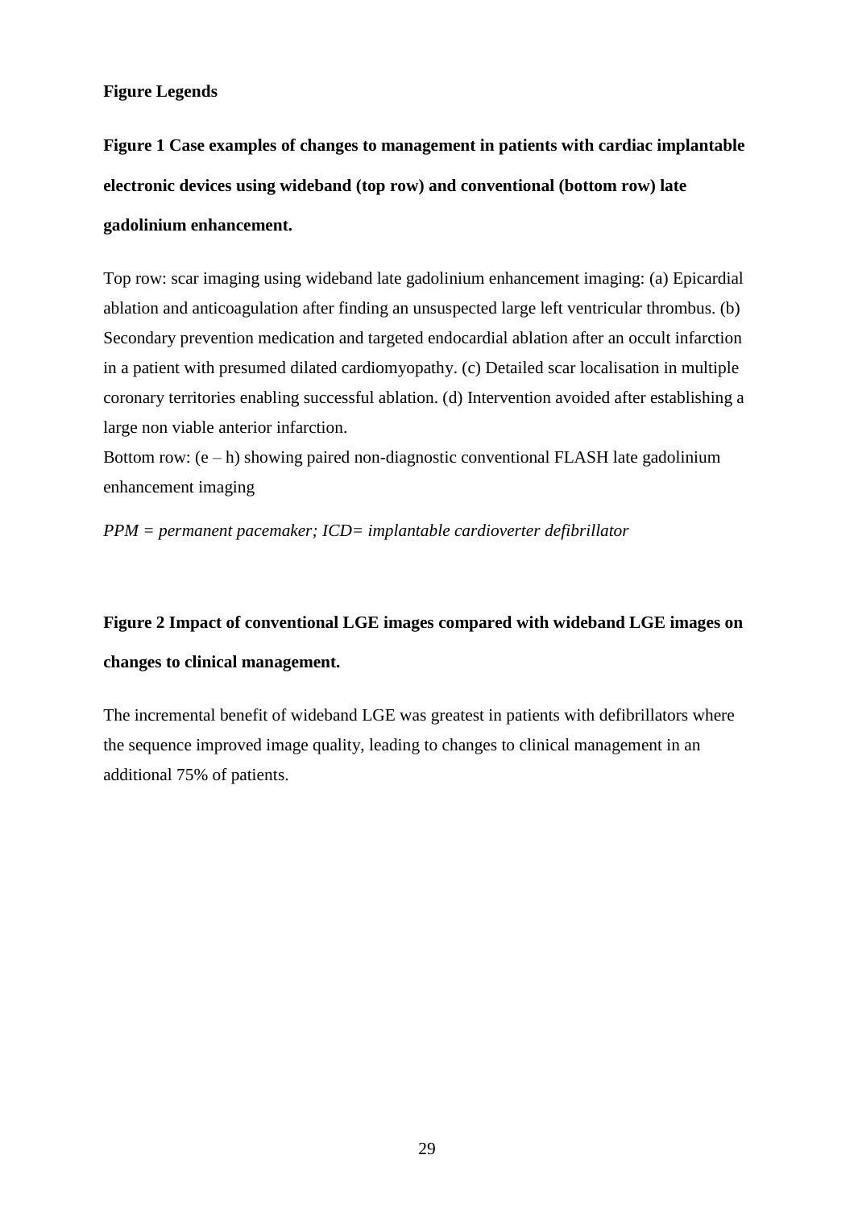## Figure Legends

**Figure 1 Case examples of changes to management in patients with cardiac implantable electronic devices using wideband (top row) and conventional (bottom row) late gadolinium enhancement.**

Top row: scar imaging using wideband late gadolinium enhancement imaging: (a) Epicardial ablation and anticoagulation after finding an unsuspected large left ventricular thrombus. (b) Secondary prevention medication and targeted endocardial ablation after an occult infarction in a patient with presumed dilated cardiomyopathy. (c) Detailed scar localisation in multiple coronary territories enabling successful ablation. (d) Intervention avoided after establishing a large non viable anterior infarction.

Bottom row: (e – h) showing paired non-diagnostic conventional FLASH late gadolinium enhancement imaging

*PPM = permanent pacemaker; ICD= implantable cardioverter defibrillator*

**Figure 2 Impact of conventional LGE images compared with wideband LGE images on changes to clinical management.**

The incremental benefit of wideband LGE was greatest in patients with defibrillators where the sequence improved image quality, leading to changes to clinical management in an additional 75% of patients.